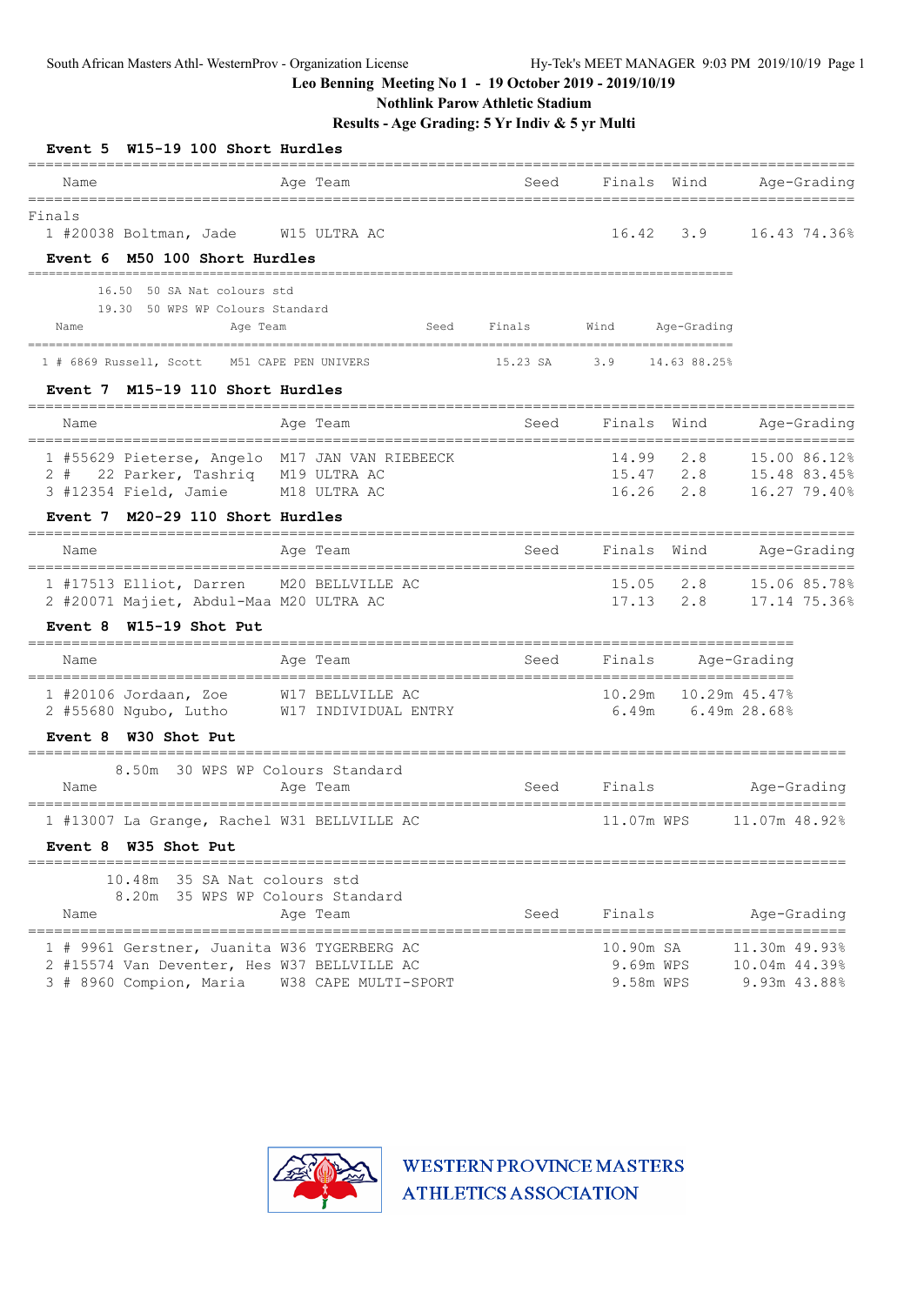South African Masters Athl- WesternProv - Organization License Hy-Tek's MEET MANAGER 9:03 PM 2019/10/19

**Leo Benning Meeting No 1 - 19 October 2019 - 2019/10/19**

**Nothlink Parow Athletic Stadium**

**Results - Age Grading: 5 Yr Indiv & 5 yr Multi**

### Event 5 W15-19 100 Short Hurdles

Finals

| | Name | Age | Team | Seed | Finals | Wind | Age-Grading | |
|---|---|---|---|---|---|---|---|---|
| 1 | #20038 Boltman, Jade | W15 | ULTRA AC | | 16.42 | 3.9 | 16.43 | 74.36% |

### Event 6 M50 100 Short Hurdles

16.50 50 SA Nat colours std
19.30 50 WPS WP Colours Standard

| | Name | Age | Team | Seed | Finals | Wind | Age-Grading | |
|---|---|---|---|---|---|---|---|---|
| 1 | # 6869 Russell, Scott | M51 | CAPE PEN UNIVERS | | 15.23 SA | 3.9 | 14.63 | 88.25% |

### Event 7 M15-19 110 Short Hurdles

| | Name | Age | Team | Seed | Finals | Wind | Age-Grading | |
|---|---|---|---|---|---|---|---|---|
| 1 | #55629 Pieterse, Angelo | M17 | JAN VAN RIEBEECK | | 14.99 | 2.8 | 15.00 | 86.12% |
| 2 | # 22 Parker, Tashriq | M19 | ULTRA AC | | 15.47 | 2.8 | 15.48 | 83.45% |
| 3 | #12354 Field, Jamie | M18 | ULTRA AC | | 16.26 | 2.8 | 16.27 | 79.40% |

### Event 7 M20-29 110 Short Hurdles

| | Name | Age | Team | Seed | Finals | Wind | Age-Grading | |
|---|---|---|---|---|---|---|---|---|
| 1 | #17513 Elliot, Darren | M20 | BELLVILLE AC | | 15.05 | 2.8 | 15.06 | 85.78% |
| 2 | #20071 Majiet, Abdul-Maa | M20 | ULTRA AC | | 17.13 | 2.8 | 17.14 | 75.36% |

### Event 8 W15-19 Shot Put

| | Name | Age | Team | Seed | Finals | Age-Grading | |
|---|---|---|---|---|---|---|---|
| 1 | #20106 Jordaan, Zoe | W17 | BELLVILLE AC | | 10.29m | 10.29m | 45.47% |
| 2 | #55680 Ngubo, Lutho | W17 | INDIVIDUAL ENTRY | | 6.49m | 6.49m | 28.68% |

### Event 8 W30 Shot Put

8.50m 30 WPS WP Colours Standard

| | Name | Age | Team | Seed | Finals | Age-Grading | |
|---|---|---|---|---|---|---|---|
| 1 | #13007 La Grange, Rachel | W31 | BELLVILLE AC | | 11.07m WPS | 11.07m | 48.92% |

### Event 8 W35 Shot Put

10.48m 35 SA Nat colours std
8.20m 35 WPS WP Colours Standard

| | Name | Age | Team | Seed | Finals | Age-Grading | |
|---|---|---|---|---|---|---|---|
| 1 | # 9961 Gerstner, Juanita | W36 | TYGERBERG AC | | 10.90m SA | 11.30m | 49.93% |
| 2 | #15574 Van Deventer, Hes | W37 | BELLVILLE AC | | 9.69m WPS | 10.04m | 44.39% |
| 3 | # 8960 Compion, Maria | W38 | CAPE MULTI-SPORT | | 9.58m WPS | 9.93m | 43.88% |

WESTERN PROVINCE MASTERS ATHLETICS ASSOCIATION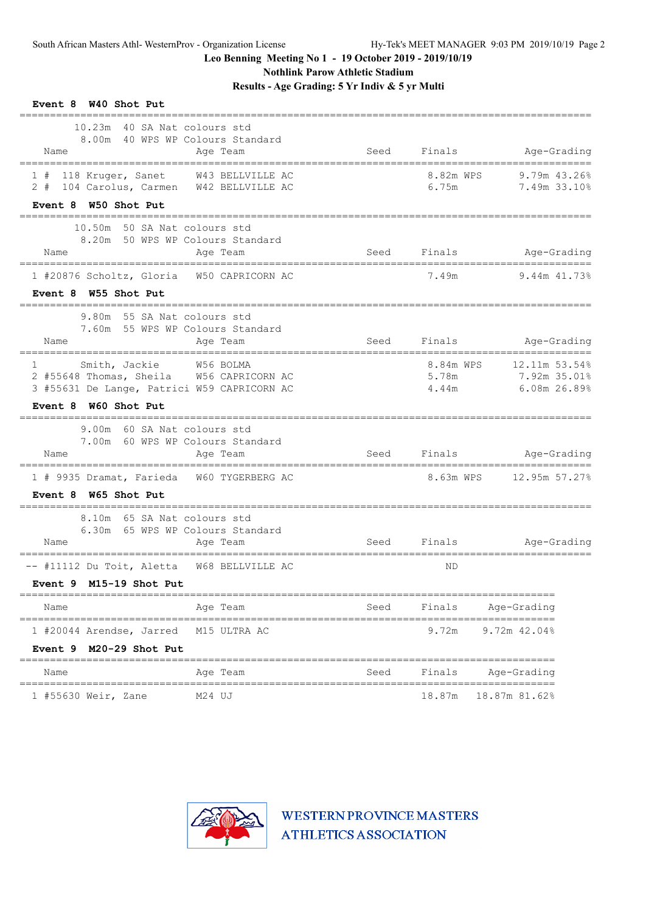South African Masters Athl- WesternProv - Organization License

Hy-Tek's MEET MANAGER 9:03 PM 2019/10/19

**Leo Benning Meeting No 1 - 19 October 2019 - 2019/10/19**

**Nothlink Parow Athletic Stadium**

**Results - Age Grading: 5 Yr Indiv & 5 yr Multi**

### Event 8 W40 Shot Put

10.23m 40 SA Nat colours std
8.00m 40 WPS WP Colours Standard

| | Name | Age | Team | Seed | Finals | Age-Grading |
|---|---|---|---|---|---|---|
| 1 | # 118 Kruger, Sanet | W43 | BELLVILLE AC | | 8.82m WPS | 9.79m 43.26% |
| 2 | # 104 Carolus, Carmen | W42 | BELLVILLE AC | | 6.75m | 7.49m 33.10% |

### Event 8 W50 Shot Put

10.50m 50 SA Nat colours std
8.20m 50 WPS WP Colours Standard

| | Name | Age | Team | Seed | Finals | Age-Grading |
|---|---|---|---|---|---|---|
| 1 | #20876 Scholtz, Gloria | W50 | CAPRICORN AC | | 7.49m | 9.44m 41.73% |

### Event 8 W55 Shot Put

9.80m 55 SA Nat colours std
7.60m 55 WPS WP Colours Standard

| | Name | Age | Team | Seed | Finals | Age-Grading |
|---|---|---|---|---|---|---|
| 1 | Smith, Jackie | W56 | BOLMA | | 8.84m WPS | 12.11m 53.54% |
| 2 | #55648 Thomas, Sheila | W56 | CAPRICORN AC | | 5.78m | 7.92m 35.01% |
| 3 | #55631 De Lange, Patrici | W59 | CAPRICORN AC | | 4.44m | 6.08m 26.89% |

### Event 8 W60 Shot Put

9.00m 60 SA Nat colours std
7.00m 60 WPS WP Colours Standard

| | Name | Age | Team | Seed | Finals | Age-Grading |
|---|---|---|---|---|---|---|
| 1 | # 9935 Dramat, Farieda | W60 | TYGERBERG AC | | 8.63m WPS | 12.95m 57.27% |

### Event 8 W65 Shot Put

8.10m 65 SA Nat colours std
6.30m 65 WPS WP Colours Standard

| | Name | Age | Team | Seed | Finals | Age-Grading |
|---|---|---|---|---|---|---|
| -- | #11112 Du Toit, Aletta | W68 | BELLVILLE AC | | ND | |

### Event 9 M15-19 Shot Put

| | Name | Age | Team | Seed | Finals | Age-Grading |
|---|---|---|---|---|---|---|
| 1 | #20044 Arendse, Jarred | M15 | ULTRA AC | | 9.72m | 9.72m 42.04% |

### Event 9 M20-29 Shot Put

| | Name | Age | Team | Seed | Finals | Age-Grading |
|---|---|---|---|---|---|---|
| 1 | #55630 Weir, Zane | M24 | UJ | | 18.87m | 18.87m 81.62% |

WESTERN PROVINCE MASTERS ATHLETICS ASSOCIATION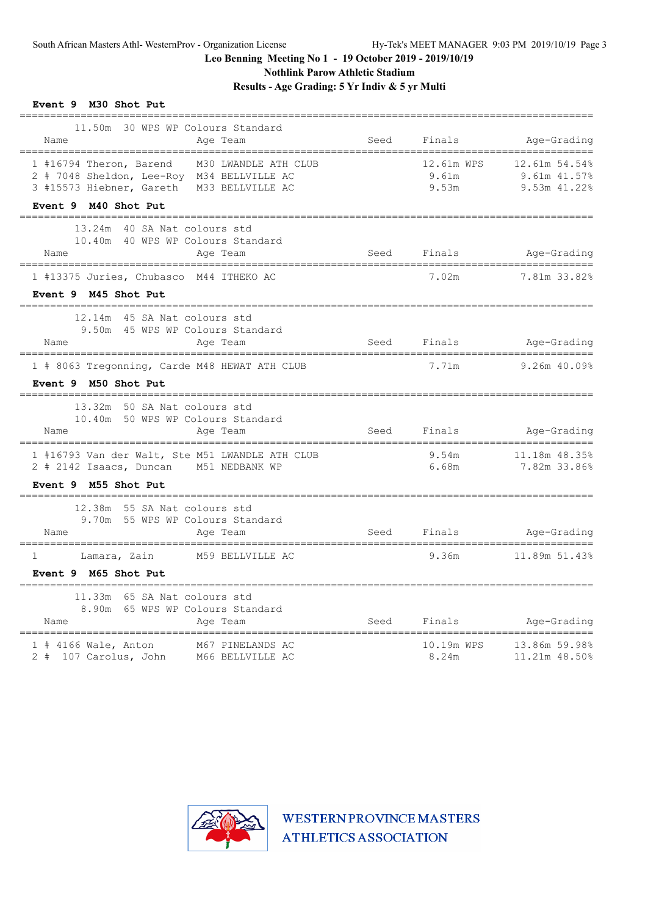South African Masters Athl- WesternProv - Organization License    Hy-Tek's MEET MANAGER 9:03 PM 2019/10/19 Page 3

**Leo Benning Meeting No 1 - 19 October 2019 - 2019/10/19**

**Nothlink Parow Athletic Stadium**

**Results - Age Grading: 5 Yr Indiv & 5 yr Multi**

### Event 9 M30 Shot Put

11.50m 30 WPS WP Colours Standard

| Name | Age Team | Seed | Finals | Age-Grading |
|---|---|---|---|---|
| 1 #16794 Theron, Barend | M30 LWANDLE ATH CLUB | | 12.61m WPS | 12.61m 54.54% |
| 2 # 7048 Sheldon, Lee-Roy | M34 BELLVILLE AC | | 9.61m | 9.61m 41.57% |
| 3 #15573 Hiebner, Gareth | M33 BELLVILLE AC | | 9.53m | 9.53m 41.22% |

### Event 9 M40 Shot Put

13.24m 40 SA Nat colours std
10.40m 40 WPS WP Colours Standard

| Name | Age Team | Seed | Finals | Age-Grading |
|---|---|---|---|---|
| 1 #13375 Juries, Chubasco | M44 ITHEKO AC | | 7.02m | 7.81m 33.82% |

### Event 9 M45 Shot Put

12.14m 45 SA Nat colours std
9.50m 45 WPS WP Colours Standard

| Name | Age Team | Seed | Finals | Age-Grading |
|---|---|---|---|---|
| 1 # 8063 Tregonning, Carde | M48 HEWAT ATH CLUB | | 7.71m | 9.26m 40.09% |

### Event 9 M50 Shot Put

13.32m 50 SA Nat colours std
10.40m 50 WPS WP Colours Standard

| Name | Age Team | Seed | Finals | Age-Grading |
|---|---|---|---|---|
| 1 #16793 Van der Walt, Ste | M51 LWANDLE ATH CLUB | | 9.54m | 11.18m 48.35% |
| 2 # 2142 Isaacs, Duncan | M51 NEDBANK WP | | 6.68m | 7.82m 33.86% |

### Event 9 M55 Shot Put

12.38m 55 SA Nat colours std
9.70m 55 WPS WP Colours Standard

| Name | Age Team | Seed | Finals | Age-Grading |
|---|---|---|---|---|
| 1 Lamara, Zain | M59 BELLVILLE AC | | 9.36m | 11.89m 51.43% |

### Event 9 M65 Shot Put

11.33m 65 SA Nat colours std
8.90m 65 WPS WP Colours Standard

| Name | Age Team | Seed | Finals | Age-Grading |
|---|---|---|---|---|
| 1 # 4166 Wale, Anton | M67 PINELANDS AC | | 10.19m WPS | 13.86m 59.98% |
| 2 # 107 Carolus, John | M66 BELLVILLE AC | | 8.24m | 11.21m 48.50% |

WESTERN PROVINCE MASTERS ATHLETICS ASSOCIATION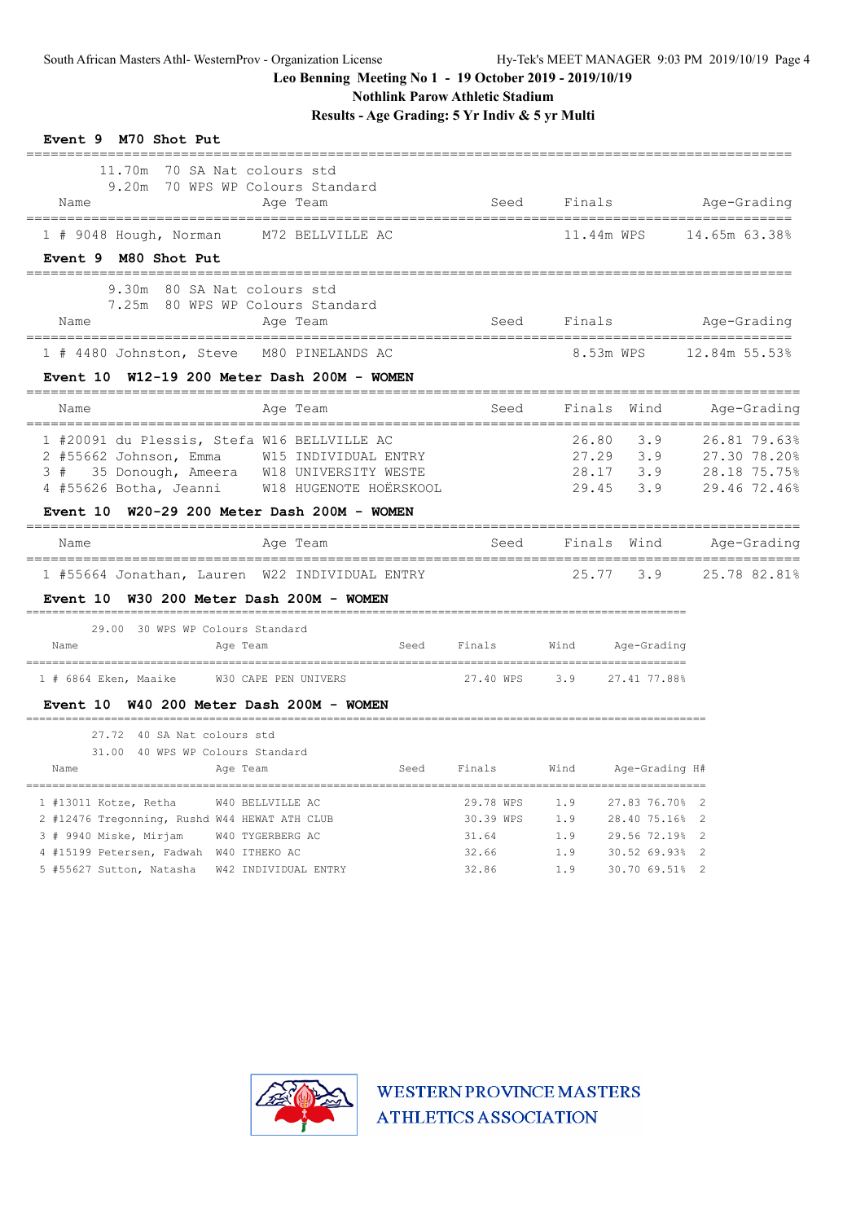Leo Benning Meeting No 1 - 19 October 2019 - 2019/10/19

Nothlink Parow Athletic Stadium

Results - Age Grading: 5 Yr Indiv & 5 yr Multi

### Event 9 M70 Shot Put

11.70m 70 SA Nat colours std
9.20m 70 WPS WP Colours Standard

| | Name | Age | Team | Seed | Finals | Age-Grading |
|---|---|---|---|---|---|---|
| 1 | # 9048 Hough, Norman | M72 | BELLVILLE AC | | 11.44m WPS | 14.65m 63.38% |

### Event 9 M80 Shot Put

9.30m 80 SA Nat colours std
7.25m 80 WPS WP Colours Standard

| | Name | Age | Team | Seed | Finals | Age-Grading |
|---|---|---|---|---|---|---|
| 1 | # 4480 Johnston, Steve | M80 | PINELANDS AC | | 8.53m WPS | 12.84m 55.53% |

### Event 10 W12-19 200 Meter Dash 200M - WOMEN

| | Name | Age | Team | Seed | Finals | Wind | Age-Grading |
|---|---|---|---|---|---|---|---|
| 1 | #20091 du Plessis, Stefa | W16 | BELLVILLE AC | | 26.80 | 3.9 | 26.81 79.63% |
| 2 | #55662 Johnson, Emma | W15 | INDIVIDUAL ENTRY | | 27.29 | 3.9 | 27.30 78.20% |
| 3 | # 35 Donough, Ameera | W18 | UNIVERSITY WESTE | | 28.17 | 3.9 | 28.18 75.75% |
| 4 | #55626 Botha, Jeanni | W18 | HUGENOTE HOËRSKOOL | | 29.45 | 3.9 | 29.46 72.46% |

### Event 10 W20-29 200 Meter Dash 200M - WOMEN

| | Name | Age | Team | Seed | Finals | Wind | Age-Grading |
|---|---|---|---|---|---|---|---|
| 1 | #55664 Jonathan, Lauren | W22 | INDIVIDUAL ENTRY | | 25.77 | 3.9 | 25.78 82.81% |

### Event 10 W30 200 Meter Dash 200M - WOMEN

29.00 30 WPS WP Colours Standard

| | Name | Age | Team | Seed | Finals | Wind | Age-Grading |
|---|---|---|---|---|---|---|---|
| 1 | # 6864 Eken, Maaike | W30 | CAPE PEN UNIVERS | | 27.40 WPS | 3.9 | 27.41 77.88% |

### Event 10 W40 200 Meter Dash 200M - WOMEN

27.72 40 SA Nat colours std
31.00 40 WPS WP Colours Standard

| | Name | Age | Team | Seed | Finals | Wind | Age-Grading | H# |
|---|---|---|---|---|---|---|---|---|
| 1 | #13011 Kotze, Retha | W40 | BELLVILLE AC | | 29.78 WPS | 1.9 | 27.83 76.70% | 2 |
| 2 | #12476 Tregonning, Rushd | W44 | HEWAT ATH CLUB | | 30.39 WPS | 1.9 | 28.40 75.16% | 2 |
| 3 | # 9940 Miske, Mirjam | W40 | TYGERBERG AC | | 31.64 | 1.9 | 29.56 72.19% | 2 |
| 4 | #15199 Petersen, Fadwah | W40 | ITHEKO AC | | 32.66 | 1.9 | 30.52 69.93% | 2 |
| 5 | #55627 Sutton, Natasha | W42 | INDIVIDUAL ENTRY | | 32.86 | 1.9 | 30.70 69.51% | 2 |

WESTERN PROVINCE MASTERS ATHLETICS ASSOCIATION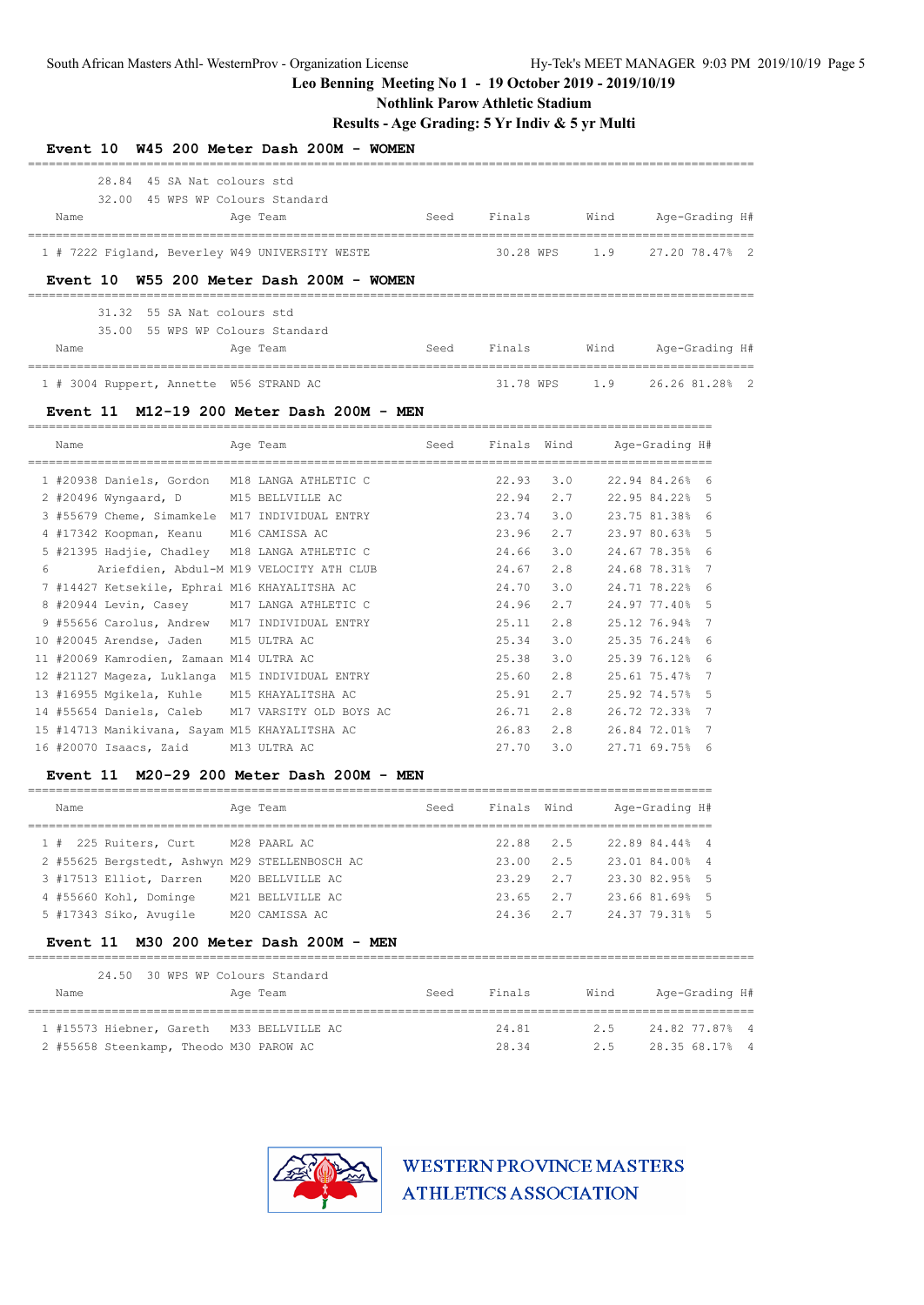South African Masters Athl- WesternProv - Organization License — Hy-Tek's MEET MANAGER 9:03 PM 2019/10/19

**Leo Benning Meeting No 1 - 19 October 2019 - 2019/10/19**

**Nothlink Parow Athletic Stadium**

**Results - Age Grading: 5 Yr Indiv & 5 yr Multi**

### Event 10 W45 200 Meter Dash 200M - WOMEN

28.84 45 SA Nat colours std
32.00 45 WPS WP Colours Standard

| | Name | Age | Team | Seed | Finals | | Wind | Age-Grading | | H# |
|---|---|---|---|---|---|---|---|---|---|---|
| 1 | # 7222 Figland, Beverley | W49 | UNIVERSITY WESTE | | 30.28 | WPS | 1.9 | 27.20 | 78.47% | 2 |

### Event 10 W55 200 Meter Dash 200M - WOMEN

31.32 55 SA Nat colours std
35.00 55 WPS WP Colours Standard

| | Name | Age | Team | Seed | Finals | | Wind | Age-Grading | | H# |
|---|---|---|---|---|---|---|---|---|---|---|
| 1 | # 3004 Ruppert, Annette | W56 | STRAND AC | | 31.78 | WPS | 1.9 | 26.26 | 81.28% | 2 |

### Event 11 M12-19 200 Meter Dash 200M - MEN

| | Name | Age | Team | Seed | Finals | Wind | Age-Grading | | H# |
|---|---|---|---|---|---|---|---|---|---|
| 1 | #20938 Daniels, Gordon | M18 | LANGA ATHLETIC C | | 22.93 | 3.0 | 22.94 | 84.26% | 6 |
| 2 | #20496 Wyngaard, D | M15 | BELLVILLE AC | | 22.94 | 2.7 | 22.95 | 84.22% | 5 |
| 3 | #55679 Cheme, Simamkele | M17 | INDIVIDUAL ENTRY | | 23.74 | 3.0 | 23.75 | 81.38% | 6 |
| 4 | #17342 Koopman, Keanu | M16 | CAMISSA AC | | 23.96 | 2.7 | 23.97 | 80.63% | 5 |
| 5 | #21395 Hadjie, Chadley | M18 | LANGA ATHLETIC C | | 24.66 | 3.0 | 24.67 | 78.35% | 6 |
| 6 | Ariefdien, Abdul-M | M19 | VELOCITY ATH CLUB | | 24.67 | 2.8 | 24.68 | 78.31% | 7 |
| 7 | #14427 Ketsekile, Ephrai | M16 | KHAYALITSHA AC | | 24.70 | 3.0 | 24.71 | 78.22% | 6 |
| 8 | #20944 Levin, Casey | M17 | LANGA ATHLETIC C | | 24.96 | 2.7 | 24.97 | 77.40% | 5 |
| 9 | #55656 Carolus, Andrew | M17 | INDIVIDUAL ENTRY | | 25.11 | 2.8 | 25.12 | 76.94% | 7 |
| 10 | #20045 Arendse, Jaden | M15 | ULTRA AC | | 25.34 | 3.0 | 25.35 | 76.24% | 6 |
| 11 | #20069 Kamrodien, Zamaan | M14 | ULTRA AC | | 25.38 | 3.0 | 25.39 | 76.12% | 6 |
| 12 | #21127 Mageza, Luklanga | M15 | INDIVIDUAL ENTRY | | 25.60 | 2.8 | 25.61 | 75.47% | 7 |
| 13 | #16955 Mgikela, Kuhle | M15 | KHAYALITSHA AC | | 25.91 | 2.7 | 25.92 | 74.57% | 5 |
| 14 | #55654 Daniels, Caleb | M17 | VARSITY OLD BOYS AC | | 26.71 | 2.8 | 26.72 | 72.33% | 7 |
| 15 | #14713 Manikivana, Sayam | M15 | KHAYALITSHA AC | | 26.83 | 2.8 | 26.84 | 72.01% | 7 |
| 16 | #20070 Isaacs, Zaid | M13 | ULTRA AC | | 27.70 | 3.0 | 27.71 | 69.75% | 6 |

### Event 11 M20-29 200 Meter Dash 200M - MEN

| | Name | Age | Team | Seed | Finals | Wind | Age-Grading | | H# |
|---|---|---|---|---|---|---|---|---|---|
| 1 | # 225 Ruiters, Curt | M28 | PAARL AC | | 22.88 | 2.5 | 22.89 | 84.44% | 4 |
| 2 | #55625 Bergstedt, Ashwyn | M29 | STELLENBOSCH AC | | 23.00 | 2.5 | 23.01 | 84.00% | 4 |
| 3 | #17513 Elliot, Darren | M20 | BELLVILLE AC | | 23.29 | 2.7 | 23.30 | 82.95% | 5 |
| 4 | #55660 Kohl, Dominge | M21 | BELLVILLE AC | | 23.65 | 2.7 | 23.66 | 81.69% | 5 |
| 5 | #17343 Siko, Avugile | M20 | CAMISSA AC | | 24.36 | 2.7 | 24.37 | 79.31% | 5 |

### Event 11 M30 200 Meter Dash 200M - MEN

24.50 30 WPS WP Colours Standard

| | Name | Age | Team | Seed | Finals | Wind | Age-Grading | | H# |
|---|---|---|---|---|---|---|---|---|---|
| 1 | #15573 Hiebner, Gareth | M33 | BELLVILLE AC | | 24.81 | 2.5 | 24.82 | 77.87% | 4 |
| 2 | #55658 Steenkamp, Theodo | M30 | PAROW AC | | 28.34 | 2.5 | 28.35 | 68.17% | 4 |

WESTERN PROVINCE MASTERS ATHLETICS ASSOCIATION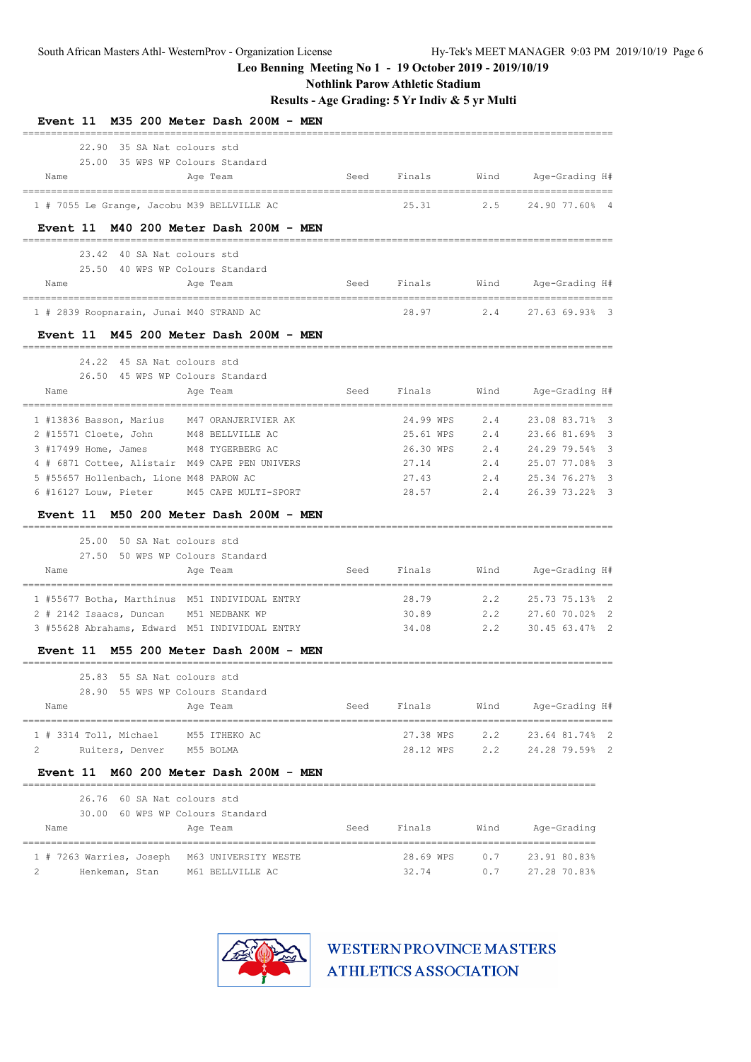**Leo Benning Meeting No 1 - 19 October 2019 - 2019/10/19**

**Nothlink Parow Athletic Stadium**

**Results - Age Grading: 5 Yr Indiv & 5 yr Multi**

### Event 11 M35 200 Meter Dash 200M - MEN

22.90 35 SA Nat colours std
25.00 35 WPS WP Colours Standard

| Place | Name | Age | Team | Seed | Finals | Wind | Age-Grading | | H# |
|---|---|---|---|---|---|---|---|---|---|
| 1 | # 7055 Le Grange, Jacobu | M39 | BELLVILLE AC | | 25.31 | 2.5 | 24.90 | 77.60% | 4 |

### Event 11 M40 200 Meter Dash 200M - MEN

23.42 40 SA Nat colours std
25.50 40 WPS WP Colours Standard

| Place | Name | Age | Team | Seed | Finals | Wind | Age-Grading | | H# |
|---|---|---|---|---|---|---|---|---|---|
| 1 | # 2839 Roopnarain, Junai | M40 | STRAND AC | | 28.97 | 2.4 | 27.63 | 69.93% | 3 |

### Event 11 M45 200 Meter Dash 200M - MEN

24.22 45 SA Nat colours std
26.50 45 WPS WP Colours Standard

| Place | Name | Age | Team | Seed | Finals | Wind | Age-Grading | | H# |
|---|---|---|---|---|---|---|---|---|---|
| 1 | #13836 Basson, Marius | M47 | ORANJERIVIER AK | | 24.99 WPS | 2.4 | 23.08 | 83.71% | 3 |
| 2 | #15571 Cloete, John | M48 | BELLVILLE AC | | 25.61 WPS | 2.4 | 23.66 | 81.69% | 3 |
| 3 | #17499 Home, James | M48 | TYGERBERG AC | | 26.30 WPS | 2.4 | 24.29 | 79.54% | 3 |
| 4 | # 6871 Cottee, Alistair | M49 | CAPE PEN UNIVERS | | 27.14 | 2.4 | 25.07 | 77.08% | 3 |
| 5 | #55657 Hollenbach, Lione | M48 | PAROW AC | | 27.43 | 2.4 | 25.34 | 76.27% | 3 |
| 6 | #16127 Louw, Pieter | M45 | CAPE MULTI-SPORT | | 28.57 | 2.4 | 26.39 | 73.22% | 3 |

### Event 11 M50 200 Meter Dash 200M - MEN

25.00 50 SA Nat colours std
27.50 50 WPS WP Colours Standard

| Place | Name | Age | Team | Seed | Finals | Wind | Age-Grading | | H# |
|---|---|---|---|---|---|---|---|---|---|
| 1 | #55677 Botha, Marthinus | M51 | INDIVIDUAL ENTRY | | 28.79 | 2.2 | 25.73 | 75.13% | 2 |
| 2 | # 2142 Isaacs, Duncan | M51 | NEDBANK WP | | 30.89 | 2.2 | 27.60 | 70.02% | 2 |
| 3 | #55628 Abrahams, Edward | M51 | INDIVIDUAL ENTRY | | 34.08 | 2.2 | 30.45 | 63.47% | 2 |

### Event 11 M55 200 Meter Dash 200M - MEN

25.83 55 SA Nat colours std
28.90 55 WPS WP Colours Standard

| Place | Name | Age | Team | Seed | Finals | Wind | Age-Grading | | H# |
|---|---|---|---|---|---|---|---|---|---|
| 1 | # 3314 Toll, Michael | M55 | ITHEKO AC | | 27.38 WPS | 2.2 | 23.64 | 81.74% | 2 |
| 2 | Ruiters, Denver | M55 | BOLMA | | 28.12 WPS | 2.2 | 24.28 | 79.59% | 2 |

### Event 11 M60 200 Meter Dash 200M - MEN

26.76 60 SA Nat colours std
30.00 60 WPS WP Colours Standard

| Place | Name | Age | Team | Seed | Finals | Wind | Age-Grading | |
|---|---|---|---|---|---|---|---|---|
| 1 | # 7263 Warries, Joseph | M63 | UNIVERSITY WESTE | | 28.69 WPS | 0.7 | 23.91 | 80.83% |
| 2 | Henkeman, Stan | M61 | BELLVILLE AC | | 32.74 | 0.7 | 27.28 | 70.83% |

WESTERN PROVINCE MASTERS ATHLETICS ASSOCIATION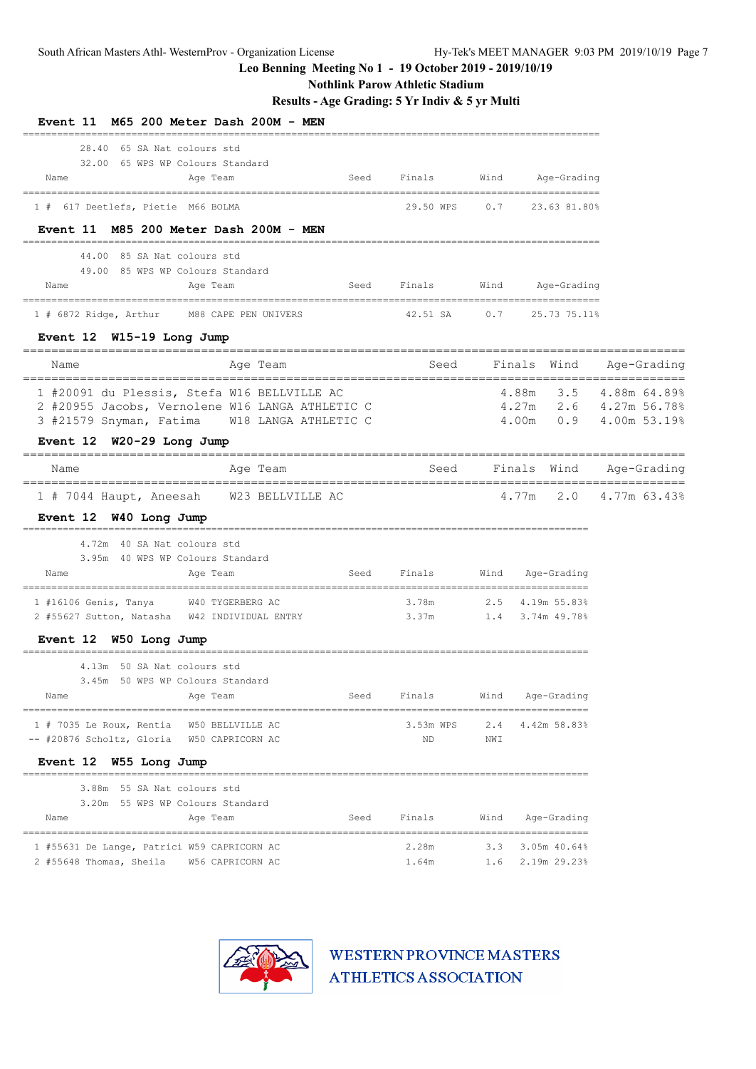**Leo Benning Meeting No 1 - 19 October 2019 - 2019/10/19**

**Nothlink Parow Athletic Stadium**

**Results - Age Grading: 5 Yr Indiv & 5 yr Multi**

### Event 11 M65 200 Meter Dash 200M - MEN

28.40 65 SA Nat colours std
32.00 65 WPS WP Colours Standard

| | Name | Age | Team | Seed | Finals | | Wind | Age-Grading | |
|---|---|---|---|---|---|---|---|---|---|
| 1 | # 617 Deetlefs, Pietie | M66 | BOLMA | | 29.50 | WPS | 0.7 | 23.63 | 81.80% |

### Event 11 M85 200 Meter Dash 200M - MEN

44.00 85 SA Nat colours std
49.00 85 WPS WP Colours Standard

| | Name | Age | Team | Seed | Finals | | Wind | Age-Grading | |
|---|---|---|---|---|---|---|---|---|---|
| 1 | # 6872 Ridge, Arthur | M88 | CAPE PEN UNIVERS | | 42.51 | SA | 0.7 | 25.73 | 75.11% |

### Event 12 W15-19 Long Jump

| | Name | Age | Team | Seed | Finals | Wind | Age-Grading | |
|---|---|---|---|---|---|---|---|---|
| 1 | #20091 du Plessis, Stefa | W16 | BELLVILLE AC | | 4.88m | 3.5 | 4.88m | 64.89% |
| 2 | #20955 Jacobs, Vernolene | W16 | LANGA ATHLETIC C | | 4.27m | 2.6 | 4.27m | 56.78% |
| 3 | #21579 Snyman, Fatima | W18 | LANGA ATHLETIC C | | 4.00m | 0.9 | 4.00m | 53.19% |

### Event 12 W20-29 Long Jump

| | Name | Age | Team | Seed | Finals | Wind | Age-Grading | |
|---|---|---|---|---|---|---|---|---|
| 1 | # 7044 Haupt, Aneesah | W23 | BELLVILLE AC | | 4.77m | 2.0 | 4.77m | 63.43% |

### Event 12 W40 Long Jump

4.72m 40 SA Nat colours std
3.95m 40 WPS WP Colours Standard

| | Name | Age | Team | Seed | Finals | Wind | Age-Grading | |
|---|---|---|---|---|---|---|---|---|
| 1 | #16106 Genis, Tanya | W40 | TYGERBERG AC | | 3.78m | 2.5 | 4.19m | 55.83% |
| 2 | #55627 Sutton, Natasha | W42 | INDIVIDUAL ENTRY | | 3.37m | 1.4 | 3.74m | 49.78% |

### Event 12 W50 Long Jump

4.13m 50 SA Nat colours std
3.45m 50 WPS WP Colours Standard

| | Name | Age | Team | Seed | Finals | | Wind | Age-Grading | |
|---|---|---|---|---|---|---|---|---|---|
| 1 | # 7035 Le Roux, Rentia | W50 | BELLVILLE AC | | 3.53m | WPS | 2.4 | 4.42m | 58.83% |
| -- | #20876 Scholtz, Gloria | W50 | CAPRICORN AC | | ND | | NWI | | |

### Event 12 W55 Long Jump

3.88m 55 SA Nat colours std
3.20m 55 WPS WP Colours Standard

| | Name | Age | Team | Seed | Finals | Wind | Age-Grading | |
|---|---|---|---|---|---|---|---|---|
| 1 | #55631 De Lange, Patrici | W59 | CAPRICORN AC | | 2.28m | 3.3 | 3.05m | 40.64% |
| 2 | #55648 Thomas, Sheila | W56 | CAPRICORN AC | | 1.64m | 1.6 | 2.19m | 29.23% |

WESTERN PROVINCE MASTERS ATHLETICS ASSOCIATION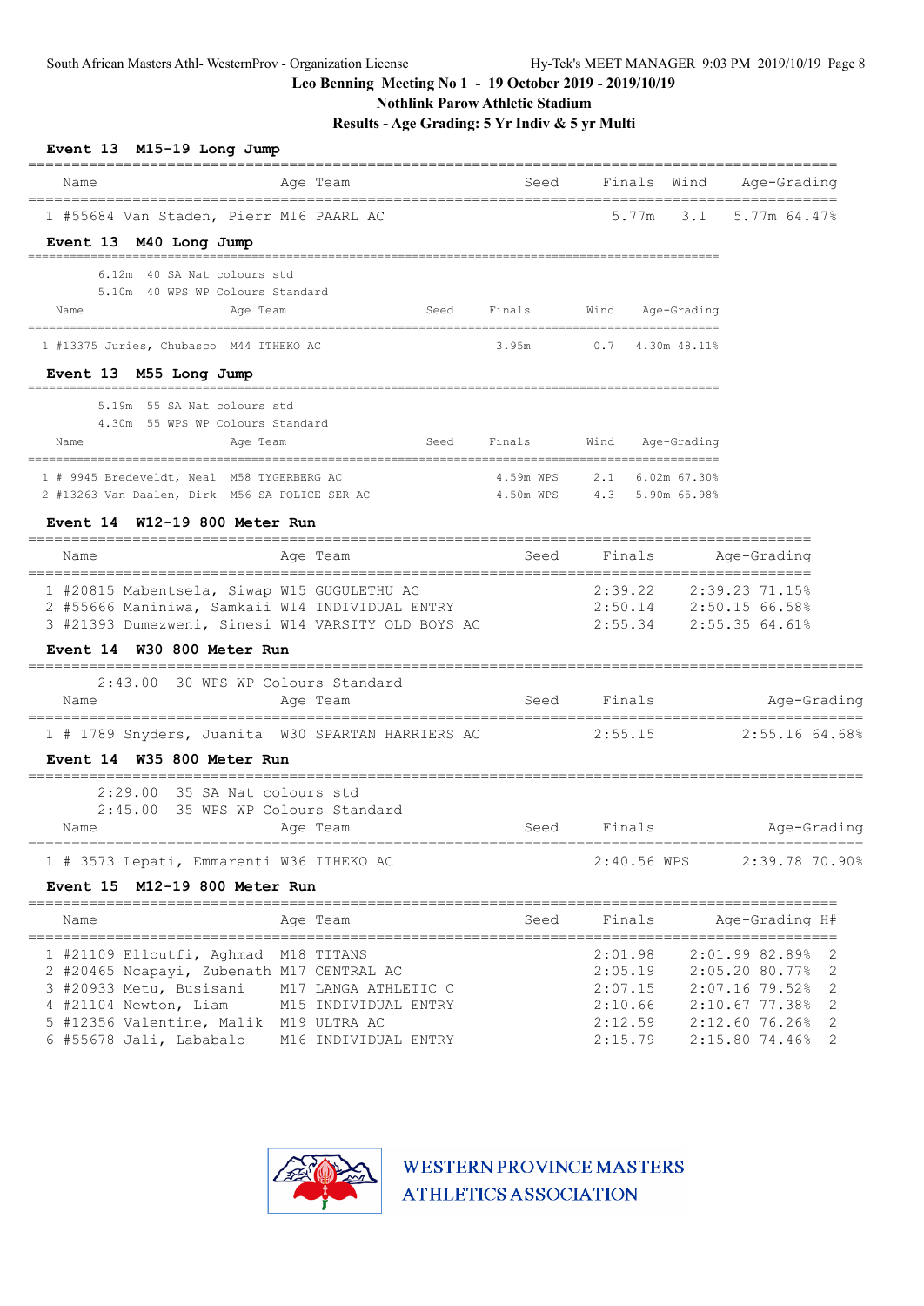South African Masters Athl- WesternProv - Organization License Hy-Tek's MEET MANAGER 9:03 PM 2019/10/19

## Leo Benning Meeting No 1 - 19 October 2019 - 2019/10/19

### Nothlink Parow Athletic Stadium

### Results - Age Grading: 5 Yr Indiv & 5 yr Multi

**Event 13 M15-19 Long Jump**

| Name | Age | Team | Seed | Finals | Wind | Age-Grading |
|---|---|---|---|---|---|---|
| 1 #55684 Van Staden, Pierr | M16 | PAARL AC | | 5.77m | 3.1 | 5.77m 64.47% |

**Event 13 M40 Long Jump**

6.12m 40 SA Nat colours std
5.10m 40 WPS WP Colours Standard

| Name | Age | Team | Seed | Finals | Wind | Age-Grading |
|---|---|---|---|---|---|---|
| 1 #13375 Juries, Chubasco | M44 | ITHEKO AC | | 3.95m | 0.7 | 4.30m 48.11% |

**Event 13 M55 Long Jump**

5.19m 55 SA Nat colours std
4.30m 55 WPS WP Colours Standard

| Name | Age | Team | Seed | Finals | Wind | Age-Grading |
|---|---|---|---|---|---|---|
| 1 # 9945 Bredeveldt, Neal | M58 | TYGERBERG AC | | 4.59m WPS | 2.1 | 6.02m 67.30% |
| 2 #13263 Van Daalen, Dirk | M56 | SA POLICE SER AC | | 4.50m WPS | 4.3 | 5.90m 65.98% |

**Event 14 W12-19 800 Meter Run**

| Name | Age | Team | Seed | Finals | Age-Grading |
|---|---|---|---|---|---|
| 1 #20815 Mabentsela, Siwap | W15 | GUGULETHU AC | | 2:39.22 | 2:39.23 71.15% |
| 2 #55666 Maniniwa, Samkaii | W14 | INDIVIDUAL ENTRY | | 2:50.14 | 2:50.15 66.58% |
| 3 #21393 Dumezweni, Sinesi | W14 | VARSITY OLD BOYS AC | | 2:55.34 | 2:55.35 64.61% |

**Event 14 W30 800 Meter Run**

2:43.00 30 WPS WP Colours Standard

| Name | Age | Team | Seed | Finals | Age-Grading |
|---|---|---|---|---|---|
| 1 # 1789 Snyders, Juanita | W30 | SPARTAN HARRIERS AC | | 2:55.15 | 2:55.16 64.68% |

**Event 14 W35 800 Meter Run**

2:29.00 35 SA Nat colours std
2:45.00 35 WPS WP Colours Standard

| Name | Age | Team | Seed | Finals | Age-Grading |
|---|---|---|---|---|---|
| 1 # 3573 Lepati, Emmarenti | W36 | ITHEKO AC | | 2:40.56 WPS | 2:39.78 70.90% |

**Event 15 M12-19 800 Meter Run**

| Name | Age | Team | Seed | Finals | Age-Grading | H# |
|---|---|---|---|---|---|---|
| 1 #21109 Elloutfi, Aghmad | M18 | TITANS | | 2:01.98 | 2:01.99 82.89% | 2 |
| 2 #20465 Ncapayi, Zubenath | M17 | CENTRAL AC | | 2:05.19 | 2:05.20 80.77% | 2 |
| 3 #20933 Metu, Busisani | M17 | LANGA ATHLETIC C | | 2:07.15 | 2:07.16 79.52% | 2 |
| 4 #21104 Newton, Liam | M15 | INDIVIDUAL ENTRY | | 2:10.66 | 2:10.67 77.38% | 2 |
| 5 #12356 Valentine, Malik | M19 | ULTRA AC | | 2:12.59 | 2:12.60 76.26% | 2 |
| 6 #55678 Jali, Lababalo | M16 | INDIVIDUAL ENTRY | | 2:15.79 | 2:15.80 74.46% | 2 |

WESTERN PROVINCE MASTERS ATHLETICS ASSOCIATION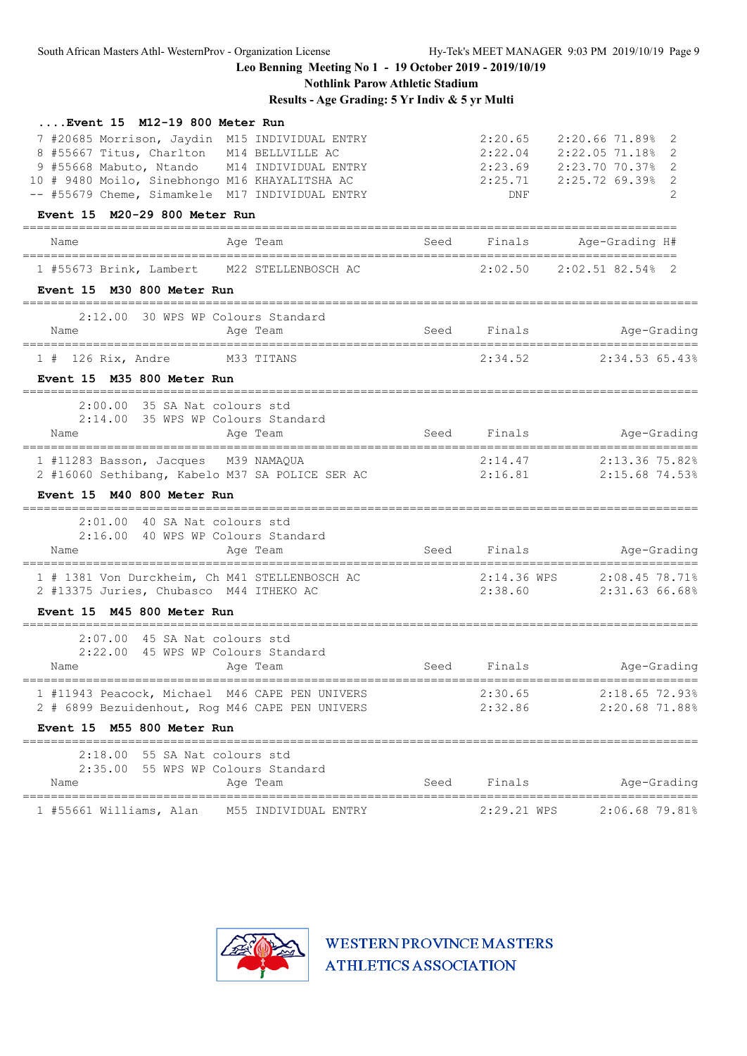Leo Benning Meeting No 1 - 19 October 2019 - 2019/10/19

Nothlink Parow Athletic Stadium

Results - Age Grading: 5 Yr Indiv & 5 yr Multi

**....Event 15 M12-19 800 Meter Run**

| | Name | Age | Team | Seed | Finals | Age-Grading | H# |
|---|---|---|---|---|---|---|---|
| 7 | #20685 Morrison, Jaydin | M15 | INDIVIDUAL ENTRY | | 2:20.65 | 2:20.66 71.89% | 2 |
| 8 | #55667 Titus, Charlton | M14 | BELLVILLE AC | | 2:22.04 | 2:22.05 71.18% | 2 |
| 9 | #55668 Mabuto, Ntando | M14 | INDIVIDUAL ENTRY | | 2:23.69 | 2:23.70 70.37% | 2 |
| 10 | # 9480 Moilo, Sinebhongo | M16 | KHAYALITSHA AC | | 2:25.71 | 2:25.72 69.39% | 2 |
| -- | #55679 Cheme, Simamkele | M17 | INDIVIDUAL ENTRY | | DNF | | 2 |

**Event 15 M20-29 800 Meter Run**

| | Name | Age | Team | Seed | Finals | Age-Grading | H# |
|---|---|---|---|---|---|---|---|
| 1 | #55673 Brink, Lambert | M22 | STELLENBOSCH AC | | 2:02.50 | 2:02.51 82.54% | 2 |

**Event 15 M30 800 Meter Run**

2:12.00 30 WPS WP Colours Standard

| | Name | Age | Team | Seed | Finals | Age-Grading |
|---|---|---|---|---|---|---|
| 1 | # 126 Rix, Andre | M33 | TITANS | | 2:34.52 | 2:34.53 65.43% |

**Event 15 M35 800 Meter Run**

2:00.00 35 SA Nat colours std
2:14.00 35 WPS WP Colours Standard

| | Name | Age | Team | Seed | Finals | Age-Grading |
|---|---|---|---|---|---|---|
| 1 | #11283 Basson, Jacques | M39 | NAMAQUA | | 2:14.47 | 2:13.36 75.82% |
| 2 | #16060 Sethibang, Kabelo | M37 | SA POLICE SER AC | | 2:16.81 | 2:15.68 74.53% |

**Event 15 M40 800 Meter Run**

2:01.00 40 SA Nat colours std
2:16.00 40 WPS WP Colours Standard

| | Name | Age | Team | Seed | Finals | Age-Grading |
|---|---|---|---|---|---|---|
| 1 | # 1381 Von Durckheim, Ch | M41 | STELLENBOSCH AC | | 2:14.36 WPS | 2:08.45 78.71% |
| 2 | #13375 Juries, Chubasco | M44 | ITHEKO AC | | 2:38.60 | 2:31.63 66.68% |

**Event 15 M45 800 Meter Run**

2:07.00 45 SA Nat colours std
2:22.00 45 WPS WP Colours Standard

| | Name | Age | Team | Seed | Finals | Age-Grading |
|---|---|---|---|---|---|---|
| 1 | #11943 Peacock, Michael | M46 | CAPE PEN UNIVERS | | 2:30.65 | 2:18.65 72.93% |
| 2 | # 6899 Bezuidenhout, Rog | M46 | CAPE PEN UNIVERS | | 2:32.86 | 2:20.68 71.88% |

**Event 15 M55 800 Meter Run**

2:18.00 55 SA Nat colours std
2:35.00 55 WPS WP Colours Standard

| | Name | Age | Team | Seed | Finals | Age-Grading |
|---|---|---|---|---|---|---|
| 1 | #55661 Williams, Alan | M55 | INDIVIDUAL ENTRY | | 2:29.21 WPS | 2:06.68 79.81% |

WESTERN PROVINCE MASTERS ATHLETICS ASSOCIATION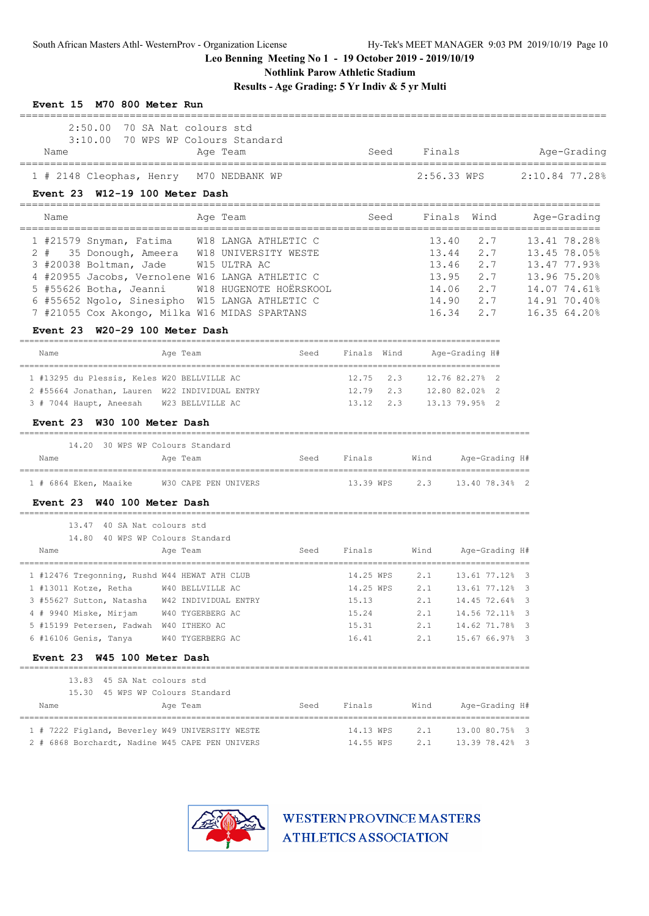## Event 15 M70 800 Meter Run

2:50.00 70 SA Nat colours std
3:10.00 70 WPS WP Colours Standard

| | Name | Age | Team | Seed | Finals | | Age-Grading | |
|---|---|---|---|---|---|---|---|---|
| 1 | # 2148 Cleophas, Henry | M70 | NEDBANK WP | | 2:56.33 | WPS | 2:10.84 | 77.28% |

## Event 23 W12-19 100 Meter Dash

| | Name | Age | Team | Seed | Finals | Wind | Age-Grading | |
|---|---|---|---|---|---|---|---|---|
| 1 | #21579 Snyman, Fatima | W18 | LANGA ATHLETIC C | | 13.40 | 2.7 | 13.41 | 78.28% |
| 2 | # 35 Donough, Ameera | W18 | UNIVERSITY WESTE | | 13.44 | 2.7 | 13.45 | 78.05% |
| 3 | #20038 Boltman, Jade | W15 | ULTRA AC | | 13.46 | 2.7 | 13.47 | 77.93% |
| 4 | #20955 Jacobs, Vernolene | W16 | LANGA ATHLETIC C | | 13.95 | 2.7 | 13.96 | 75.20% |
| 5 | #55626 Botha, Jeanni | W18 | HUGENOTE HOËRSKOOL | | 14.06 | 2.7 | 14.07 | 74.61% |
| 6 | #55652 Ngolo, Sinesipho | W15 | LANGA ATHLETIC C | | 14.90 | 2.7 | 14.91 | 70.40% |
| 7 | #21055 Cox Akongo, Milka | W16 | MIDAS SPARTANS | | 16.34 | 2.7 | 16.35 | 64.20% |

## Event 23 W20-29 100 Meter Dash

| | Name | Age | Team | Seed | Finals | Wind | Age-Grading | | H# |
|---|---|---|---|---|---|---|---|---|---|
| 1 | #13295 du Plessis, Keles | W20 | BELLVILLE AC | | 12.75 | 2.3 | 12.76 | 82.27% | 2 |
| 2 | #55664 Jonathan, Lauren | W22 | INDIVIDUAL ENTRY | | 12.79 | 2.3 | 12.80 | 82.02% | 2 |
| 3 | # 7044 Haupt, Aneesah | W23 | BELLVILLE AC | | 13.12 | 2.3 | 13.13 | 79.95% | 2 |

## Event 23 W30 100 Meter Dash

14.20 30 WPS WP Colours Standard

| | Name | Age | Team | Seed | Finals | | Wind | Age-Grading | | H# |
|---|---|---|---|---|---|---|---|---|---|---|
| 1 | # 6864 Eken, Maaike | W30 | CAPE PEN UNIVERS | | 13.39 | WPS | 2.3 | 13.40 | 78.34% | 2 |

## Event 23 W40 100 Meter Dash

13.47 40 SA Nat colours std
14.80 40 WPS WP Colours Standard

| | Name | Age | Team | Seed | Finals | | Wind | Age-Grading | | H# |
|---|---|---|---|---|---|---|---|---|---|---|
| 1 | #12476 Tregonning, Rushd | W44 | HEWAT ATH CLUB | | 14.25 | WPS | 2.1 | 13.61 | 77.12% | 3 |
| 1 | #13011 Kotze, Retha | W40 | BELLVILLE AC | | 14.25 | WPS | 2.1 | 13.61 | 77.12% | 3 |
| 3 | #55627 Sutton, Natasha | W42 | INDIVIDUAL ENTRY | | 15.13 | | 2.1 | 14.45 | 72.64% | 3 |
| 4 | # 9940 Miske, Mirjam | W40 | TYGERBERG AC | | 15.24 | | 2.1 | 14.56 | 72.11% | 3 |
| 5 | #15199 Petersen, Fadwah | W40 | ITHEKO AC | | 15.31 | | 2.1 | 14.62 | 71.78% | 3 |
| 6 | #16106 Genis, Tanya | W40 | TYGERBERG AC | | 16.41 | | 2.1 | 15.67 | 66.97% | 3 |

## Event 23 W45 100 Meter Dash

13.83 45 SA Nat colours std
15.30 45 WPS WP Colours Standard

| | Name | Age | Team | Seed | Finals | | Wind | Age-Grading | | H# |
|---|---|---|---|---|---|---|---|---|---|---|
| 1 | # 7222 Figland, Beverley | W49 | UNIVERSITY WESTE | | 14.13 | WPS | 2.1 | 13.00 | 80.75% | 3 |
| 2 | # 6868 Borchardt, Nadine | W45 | CAPE PEN UNIVERS | | 14.55 | WPS | 2.1 | 13.39 | 78.42% | 3 |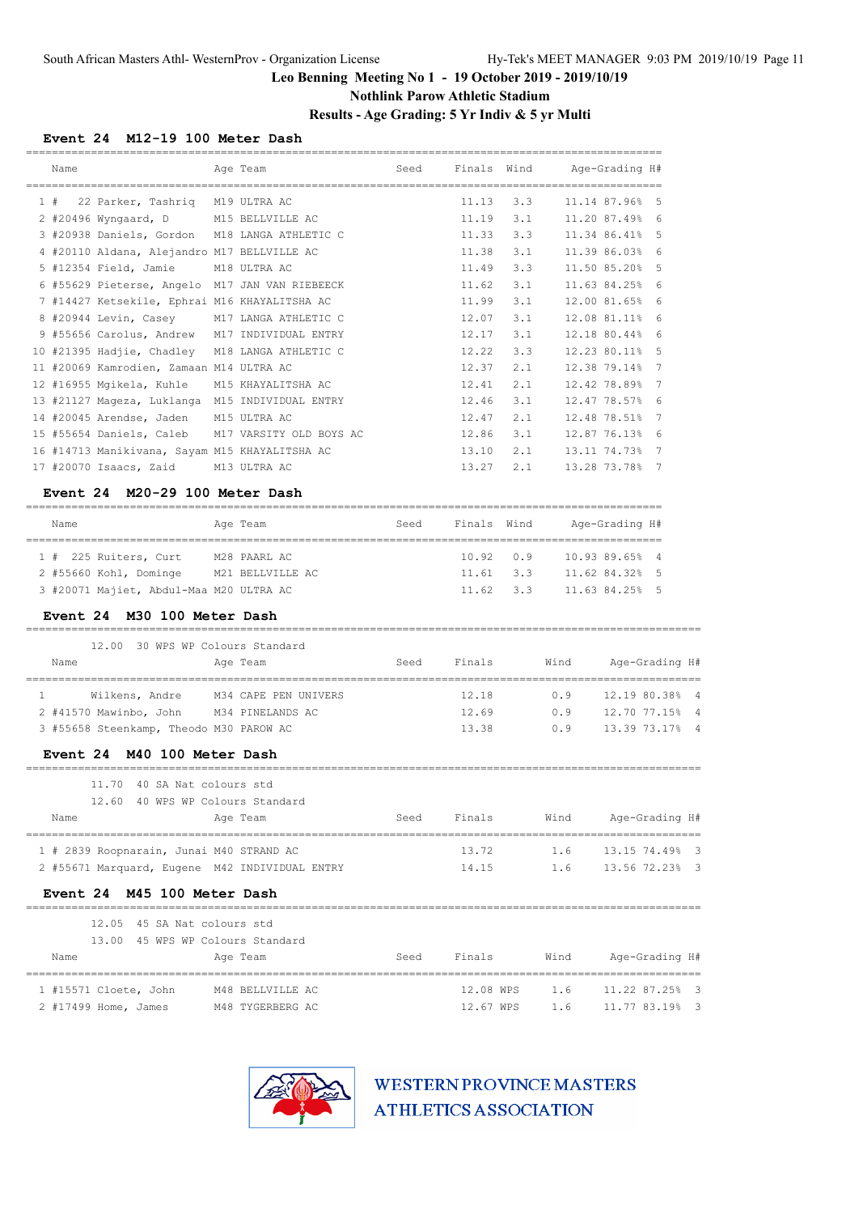South African Masters Athl- WesternProv - Organization License

Hy-Tek's MEET MANAGER 9:03 PM 2019/10/19

# Leo Benning Meeting No 1 - 19 October 2019 - 2019/10/19

## Nothlink Parow Athletic Stadium

## Results - Age Grading: 5 Yr Indiv & 5 yr Multi

### Event 24 M12-19 100 Meter Dash

| Place | Name | Age | Team | Seed | Finals | Wind | Age-Grading | | H# |
|---|---|---|---|---|---|---|---|---|---|
| 1 | # 22 Parker, Tashriq | M19 | ULTRA AC | | 11.13 | 3.3 | 11.14 | 87.96% | 5 |
| 2 | #20496 Wyngaard, D | M15 | BELLVILLE AC | | 11.19 | 3.1 | 11.20 | 87.49% | 6 |
| 3 | #20938 Daniels, Gordon | M18 | LANGA ATHLETIC C | | 11.33 | 3.3 | 11.34 | 86.41% | 5 |
| 4 | #20110 Aldana, Alejandro | M17 | BELLVILLE AC | | 11.38 | 3.1 | 11.39 | 86.03% | 6 |
| 5 | #12354 Field, Jamie | M18 | ULTRA AC | | 11.49 | 3.3 | 11.50 | 85.20% | 5 |
| 6 | #55629 Pieterse, Angelo | M17 | JAN VAN RIEBEECK | | 11.62 | 3.1 | 11.63 | 84.25% | 6 |
| 7 | #14427 Ketsekile, Ephrai | M16 | KHAYALITSHA AC | | 11.99 | 3.1 | 12.00 | 81.65% | 6 |
| 8 | #20944 Levin, Casey | M17 | LANGA ATHLETIC C | | 12.07 | 3.1 | 12.08 | 81.11% | 6 |
| 9 | #55656 Carolus, Andrew | M17 | INDIVIDUAL ENTRY | | 12.17 | 3.1 | 12.18 | 80.44% | 6 |
| 10 | #21395 Hadjie, Chadley | M18 | LANGA ATHLETIC C | | 12.22 | 3.3 | 12.23 | 80.11% | 5 |
| 11 | #20069 Kamrodien, Zamaan | M14 | ULTRA AC | | 12.37 | 2.1 | 12.38 | 79.14% | 7 |
| 12 | #16955 Mgikela, Kuhle | M15 | KHAYALITSHA AC | | 12.41 | 2.1 | 12.42 | 78.89% | 7 |
| 13 | #21127 Mageza, Luklanga | M15 | INDIVIDUAL ENTRY | | 12.46 | 3.1 | 12.47 | 78.57% | 6 |
| 14 | #20045 Arendse, Jaden | M15 | ULTRA AC | | 12.47 | 2.1 | 12.48 | 78.51% | 7 |
| 15 | #55654 Daniels, Caleb | M17 | VARSITY OLD BOYS AC | | 12.86 | 3.1 | 12.87 | 76.13% | 6 |
| 16 | #14713 Manikivana, Sayam | M15 | KHAYALITSHA AC | | 13.10 | 2.1 | 13.11 | 74.73% | 7 |
| 17 | #20070 Isaacs, Zaid | M13 | ULTRA AC | | 13.27 | 2.1 | 13.28 | 73.78% | 7 |

### Event 24 M20-29 100 Meter Dash

| Place | Name | Age | Team | Seed | Finals | Wind | Age-Grading | | H# |
|---|---|---|---|---|---|---|---|---|---|
| 1 | # 225 Ruiters, Curt | M28 | PAARL AC | | 10.92 | 0.9 | 10.93 | 89.65% | 4 |
| 2 | #55660 Kohl, Dominge | M21 | BELLVILLE AC | | 11.61 | 3.3 | 11.62 | 84.32% | 5 |
| 3 | #20071 Majiet, Abdul-Maa | M20 | ULTRA AC | | 11.62 | 3.3 | 11.63 | 84.25% | 5 |

### Event 24 M30 100 Meter Dash

12.00 30 WPS WP Colours Standard

| Place | Name | Age | Team | Seed | Finals | Wind | Age-Grading | | H# |
|---|---|---|---|---|---|---|---|---|---|
| 1 | Wilkens, Andre | M34 | CAPE PEN UNIVERS | | 12.18 | 0.9 | 12.19 | 80.38% | 4 |
| 2 | #41570 Mawinbo, John | M34 | PINELANDS AC | | 12.69 | 0.9 | 12.70 | 77.15% | 4 |
| 3 | #55658 Steenkamp, Theodo | M30 | PAROW AC | | 13.38 | 0.9 | 13.39 | 73.17% | 4 |

### Event 24 M40 100 Meter Dash

11.70 40 SA Nat colours std
12.60 40 WPS WP Colours Standard

| Place | Name | Age | Team | Seed | Finals | Wind | Age-Grading | | H# |
|---|---|---|---|---|---|---|---|---|---|
| 1 | # 2839 Roopnarain, Junai | M40 | STRAND AC | | 13.72 | 1.6 | 13.15 | 74.49% | 3 |
| 2 | #55671 Marquard, Eugene | M42 | INDIVIDUAL ENTRY | | 14.15 | 1.6 | 13.56 | 72.23% | 3 |

### Event 24 M45 100 Meter Dash

12.05 45 SA Nat colours std
13.00 45 WPS WP Colours Standard

| Place | Name | Age | Team | Seed | Finals | Wind | Age-Grading | | H# |
|---|---|---|---|---|---|---|---|---|---|
| 1 | #15571 Cloete, John | M48 | BELLVILLE AC | | 12.08 WPS | 1.6 | 11.22 | 87.25% | 3 |
| 2 | #17499 Home, James | M48 | TYGERBERG AC | | 12.67 WPS | 1.6 | 11.77 | 83.19% | 3 |

WESTERN PROVINCE MASTERS ATHLETICS ASSOCIATION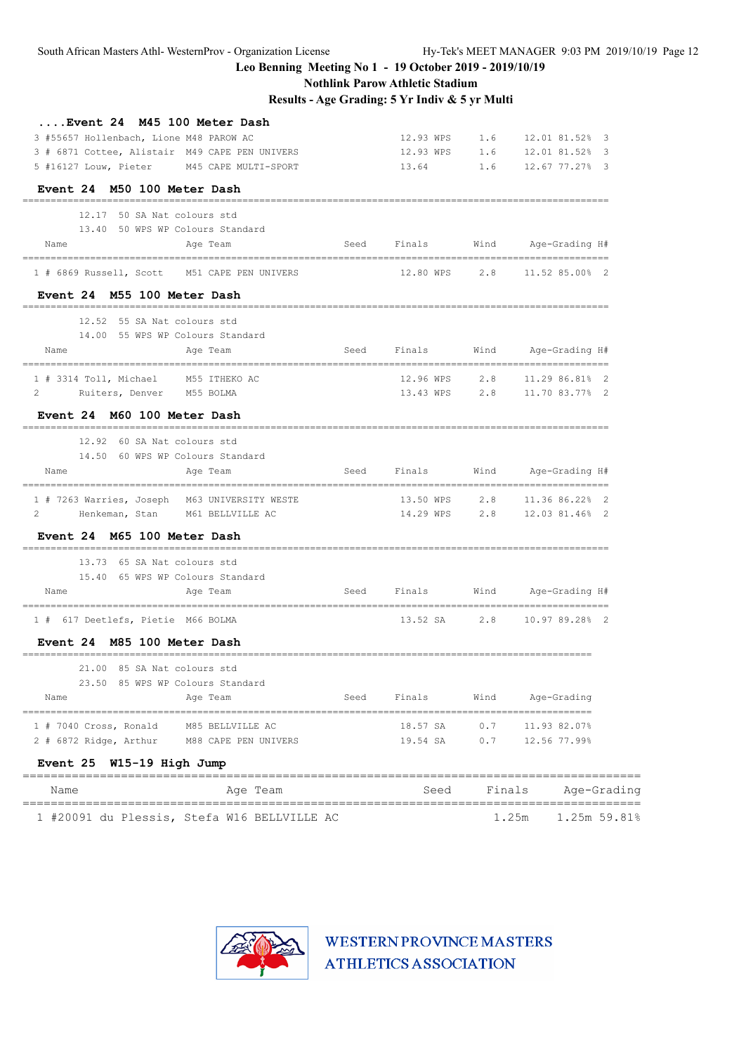## ....Event 24 M45 100 Meter Dash

| | | | | | | | | |
|---|---|---|---|---|---|---|---|---|
| 3 | #55657 Hollenbach, Lione | M48 | PAROW AC | | 12.93 WPS | 1.6 | 12.01 81.52% | 3 |
| 3 | # 6871 Cottee, Alistair | M49 | CAPE PEN UNIVERS | | 12.93 WPS | 1.6 | 12.01 81.52% | 3 |
| 5 | #16127 Louw, Pieter | M45 | CAPE MULTI-SPORT | | 13.64 | 1.6 | 12.67 77.27% | 3 |

## Event 24 M50 100 Meter Dash

12.17 50 SA Nat colours std
13.40 50 WPS WP Colours Standard

| | Name | Age | Team | Seed | Finals | Wind | Age-Grading | H# |
|---|---|---|---|---|---|---|---|---|
| 1 | # 6869 Russell, Scott | M51 | CAPE PEN UNIVERS | | 12.80 WPS | 2.8 | 11.52 85.00% | 2 |

## Event 24 M55 100 Meter Dash

12.52 55 SA Nat colours std
14.00 55 WPS WP Colours Standard

| | Name | Age | Team | Seed | Finals | Wind | Age-Grading | H# |
|---|---|---|---|---|---|---|---|---|
| 1 | # 3314 Toll, Michael | M55 | ITHEKO AC | | 12.96 WPS | 2.8 | 11.29 86.81% | 2 |
| 2 | Ruiters, Denver | M55 | BOLMA | | 13.43 WPS | 2.8 | 11.70 83.77% | 2 |

## Event 24 M60 100 Meter Dash

12.92 60 SA Nat colours std
14.50 60 WPS WP Colours Standard

| | Name | Age | Team | Seed | Finals | Wind | Age-Grading | H# |
|---|---|---|---|---|---|---|---|---|
| 1 | # 7263 Warries, Joseph | M63 | UNIVERSITY WESTE | | 13.50 WPS | 2.8 | 11.36 86.22% | 2 |
| 2 | Henkeman, Stan | M61 | BELLVILLE AC | | 14.29 WPS | 2.8 | 12.03 81.46% | 2 |

## Event 24 M65 100 Meter Dash

13.73 65 SA Nat colours std
15.40 65 WPS WP Colours Standard

| | Name | Age | Team | Seed | Finals | Wind | Age-Grading | H# |
|---|---|---|---|---|---|---|---|---|
| 1 | # 617 Deetlefs, Pietie | M66 | BOLMA | | 13.52 SA | 2.8 | 10.97 89.28% | 2 |

## Event 24 M85 100 Meter Dash

21.00 85 SA Nat colours std
23.50 85 WPS WP Colours Standard

| | Name | Age | Team | Seed | Finals | Wind | Age-Grading |
|---|---|---|---|---|---|---|---|
| 1 | # 7040 Cross, Ronald | M85 | BELLVILLE AC | | 18.57 SA | 0.7 | 11.93 82.07% |
| 2 | # 6872 Ridge, Arthur | M88 | CAPE PEN UNIVERS | | 19.54 SA | 0.7 | 12.56 77.99% |

## Event 25 W15-19 High Jump

| | Name | Age | Team | Seed | Finals | Age-Grading |
|---|---|---|---|---|---|---|
| 1 | #20091 du Plessis, Stefa | W16 | BELLVILLE AC | | 1.25m | 1.25m 59.81% |

WESTERN PROVINCE MASTERS ATHLETICS ASSOCIATION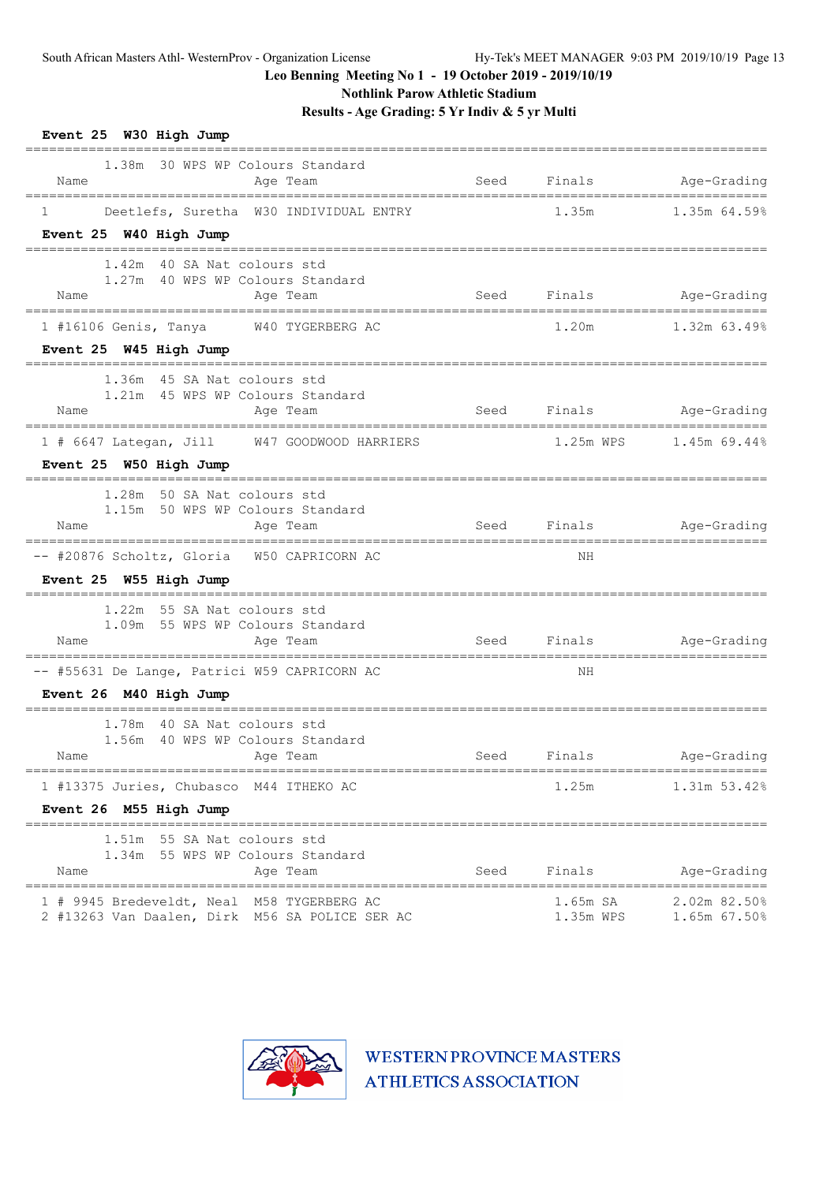Leo Benning Meeting No 1 - 19 October 2019 - 2019/10/19

Nothlink Parow Athletic Stadium

Results - Age Grading: 5 Yr Indiv & 5 yr Multi

## Event 25 W30 High Jump

1.38m 30 WPS WP Colours Standard

| Name | Age | Team | Seed | Finals | Age-Grading |
|---|---|---|---|---|---|
| 1 Deetlefs, Suretha | W30 | INDIVIDUAL ENTRY | | 1.35m | 1.35m 64.59% |

## Event 25 W40 High Jump

1.42m 40 SA Nat colours std

1.27m 40 WPS WP Colours Standard

| Name | Age | Team | Seed | Finals | Age-Grading |
|---|---|---|---|---|---|
| 1 #16106 Genis, Tanya | W40 | TYGERBERG AC | | 1.20m | 1.32m 63.49% |

## Event 25 W45 High Jump

1.36m 45 SA Nat colours std

1.21m 45 WPS WP Colours Standard

| Name | Age | Team | Seed | Finals | Age-Grading |
|---|---|---|---|---|---|
| 1 # 6647 Lategan, Jill | W47 | GOODWOOD HARRIERS | | 1.25m WPS | 1.45m 69.44% |

## Event 25 W50 High Jump

1.28m 50 SA Nat colours std

1.15m 50 WPS WP Colours Standard

| Name | Age | Team | Seed | Finals | Age-Grading |
|---|---|---|---|---|---|
| -- #20876 Scholtz, Gloria | W50 | CAPRICORN AC | | NH | |

## Event 25 W55 High Jump

1.22m 55 SA Nat colours std

1.09m 55 WPS WP Colours Standard

| Name | Age | Team | Seed | Finals | Age-Grading |
|---|---|---|---|---|---|
| -- #55631 De Lange, Patrici | W59 | CAPRICORN AC | | NH | |

## Event 26 M40 High Jump

1.78m 40 SA Nat colours std

1.56m 40 WPS WP Colours Standard

| Name | Age | Team | Seed | Finals | Age-Grading |
|---|---|---|---|---|---|
| 1 #13375 Juries, Chubasco | M44 | ITHEKO AC | | 1.25m | 1.31m 53.42% |

## Event 26 M55 High Jump

1.51m 55 SA Nat colours std

1.34m 55 WPS WP Colours Standard

| Name | Age | Team | Seed | Finals | Age-Grading |
|---|---|---|---|---|---|
| 1 # 9945 Bredeveldt, Neal | M58 | TYGERBERG AC | | 1.65m SA | 2.02m 82.50% |
| 2 #13263 Van Daalen, Dirk | M56 | SA POLICE SER AC | | 1.35m WPS | 1.65m 67.50% |

WESTERN PROVINCE MASTERS ATHLETICS ASSOCIATION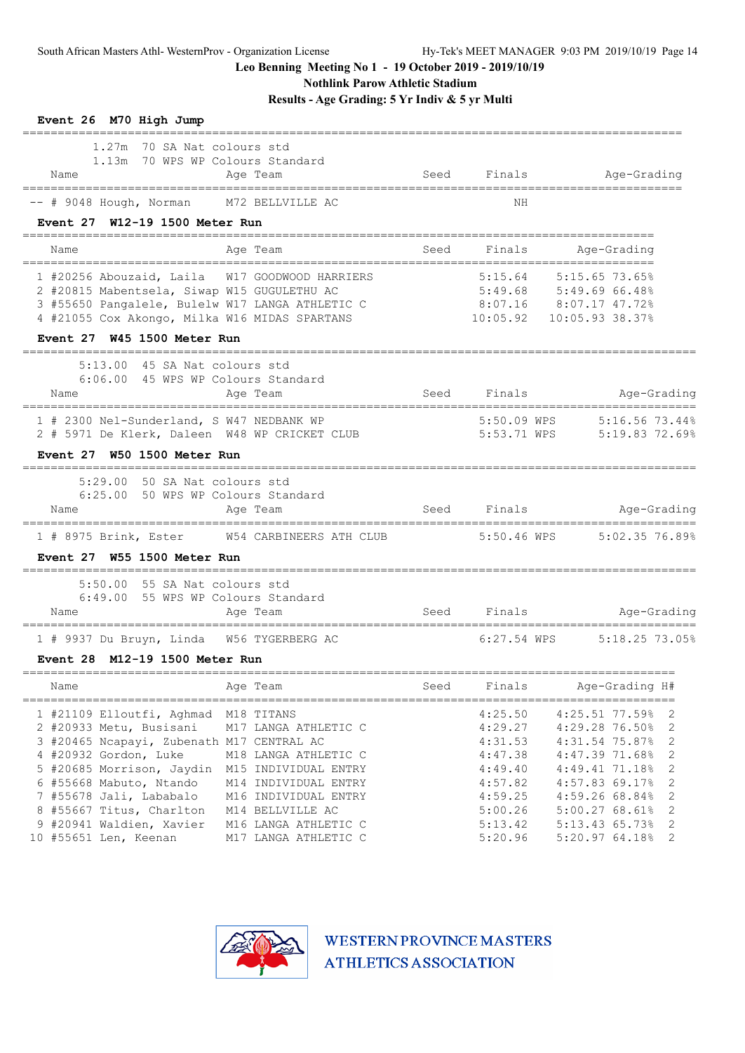Leo Benning Meeting No 1 - 19 October 2019 - 2019/10/19

Nothlink Parow Athletic Stadium

Results - Age Grading: 5 Yr Indiv & 5 yr Multi

### Event 26 M70 High Jump

1.27m 70 SA Nat colours std
1.13m 70 WPS WP Colours Standard

| | Name | Age | Team | Seed | Finals | Age-Grading |
|---|---|---|---|---|---|---|
| -- | # 9048 Hough, Norman | M72 | BELLVILLE AC | | NH | |

### Event 27 W12-19 1500 Meter Run

| | Name | Age | Team | Seed | Finals | Age-Grading |
|---|---|---|---|---|---|---|
| 1 | #20256 Abouzaid, Laila | W17 | GOODWOOD HARRIERS | | 5:15.64 | 5:15.65 73.65% |
| 2 | #20815 Mabentsela, Siwap | W15 | GUGULETHU AC | | 5:49.68 | 5:49.69 66.48% |
| 3 | #55650 Pangalele, Bulelw | W17 | LANGA ATHLETIC C | | 8:07.16 | 8:07.17 47.72% |
| 4 | #21055 Cox Akongo, Milka | W16 | MIDAS SPARTANS | | 10:05.92 | 10:05.93 38.37% |

### Event 27 W45 1500 Meter Run

5:13.00 45 SA Nat colours std
6:06.00 45 WPS WP Colours Standard

| | Name | Age | Team | Seed | Finals | Age-Grading |
|---|---|---|---|---|---|---|
| 1 | # 2300 Nel-Sunderland, S | W47 | NEDBANK WP | | 5:50.09 WPS | 5:16.56 73.44% |
| 2 | # 5971 De Klerk, Daleen | W48 | WP CRICKET CLUB | | 5:53.71 WPS | 5:19.83 72.69% |

### Event 27 W50 1500 Meter Run

5:29.00 50 SA Nat colours std
6:25.00 50 WPS WP Colours Standard

| | Name | Age | Team | Seed | Finals | Age-Grading |
|---|---|---|---|---|---|---|
| 1 | # 8975 Brink, Ester | W54 | CARBINEERS ATH CLUB | | 5:50.46 WPS | 5:02.35 76.89% |

### Event 27 W55 1500 Meter Run

5:50.00 55 SA Nat colours std
6:49.00 55 WPS WP Colours Standard

| | Name | Age | Team | Seed | Finals | Age-Grading |
|---|---|---|---|---|---|---|
| 1 | # 9937 Du Bruyn, Linda | W56 | TYGERBERG AC | | 6:27.54 WPS | 5:18.25 73.05% |

### Event 28 M12-19 1500 Meter Run

| | Name | Age | Team | Seed | Finals | Age-Grading | H# |
|---|---|---|---|---|---|---|---|
| 1 | #21109 Elloutfi, Aghmad | M18 | TITANS | | 4:25.50 | 4:25.51 77.59% | 2 |
| 2 | #20933 Metu, Busisani | M17 | LANGA ATHLETIC C | | 4:29.27 | 4:29.28 76.50% | 2 |
| 3 | #20465 Ncapayi, Zubenath | M17 | CENTRAL AC | | 4:31.53 | 4:31.54 75.87% | 2 |
| 4 | #20932 Gordon, Luke | M18 | LANGA ATHLETIC C | | 4:47.38 | 4:47.39 71.68% | 2 |
| 5 | #20685 Morrison, Jaydin | M15 | INDIVIDUAL ENTRY | | 4:49.40 | 4:49.41 71.18% | 2 |
| 6 | #55668 Mabuto, Ntando | M14 | INDIVIDUAL ENTRY | | 4:57.82 | 4:57.83 69.17% | 2 |
| 7 | #55678 Jali, Lababalo | M16 | INDIVIDUAL ENTRY | | 4:59.25 | 4:59.26 68.84% | 2 |
| 8 | #55667 Titus, Charlton | M14 | BELLVILLE AC | | 5:00.26 | 5:00.27 68.61% | 2 |
| 9 | #20941 Waldien, Xavier | M16 | LANGA ATHLETIC C | | 5:13.42 | 5:13.43 65.73% | 2 |
| 10 | #55651 Len, Keenan | M17 | LANGA ATHLETIC C | | 5:20.96 | 5:20.97 64.18% | 2 |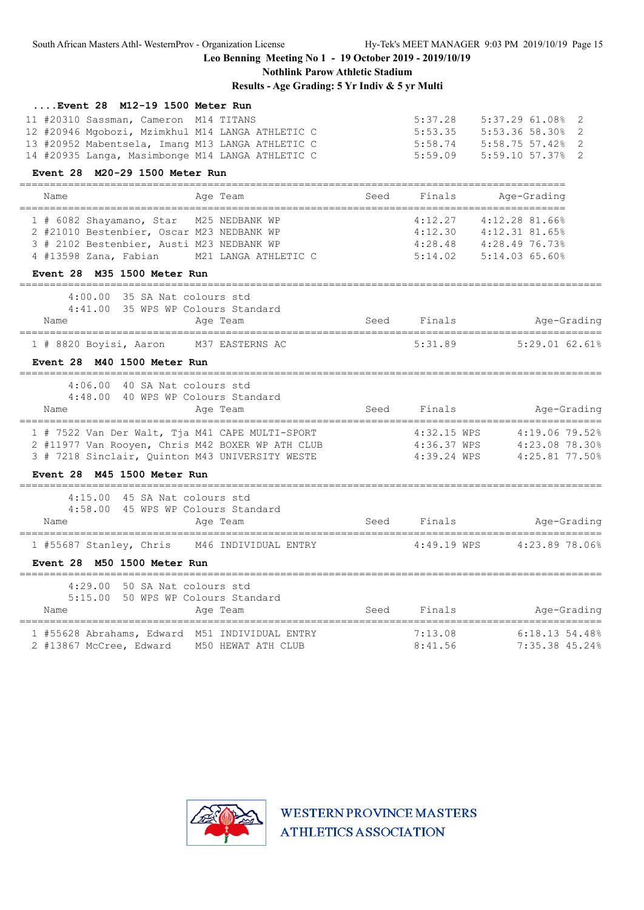South African Masters Athl- WesternProv - Organization License — Hy-Tek's MEET MANAGER 9:03 PM 2019/10/19

# Leo Benning Meeting No 1 - 19 October 2019 - 2019/10/19

## Nothlink Parow Athletic Stadium

## Results - Age Grading: 5 Yr Indiv & 5 yr Multi

### ....Event 28 M12-19 1500 Meter Run

| | Name | Age | Team | Seed | Finals | Age-Grading | |
|---|---|---|---|---|---|---|---|
| 11 | #20310 Sassman, Cameron | M14 | TITANS | | 5:37.28 | 5:37.29 61.08% | 2 |
| 12 | #20946 Mgobozi, Mzimkhul | M14 | LANGA ATHLETIC C | | 5:53.35 | 5:53.36 58.30% | 2 |
| 13 | #20952 Mabentsela, Imang | M13 | LANGA ATHLETIC C | | 5:58.74 | 5:58.75 57.42% | 2 |
| 14 | #20935 Langa, Masimbonge | M14 | LANGA ATHLETIC C | | 5:59.09 | 5:59.10 57.37% | 2 |

### Event 28 M20-29 1500 Meter Run

| | Name | Age | Team | Seed | Finals | Age-Grading |
|---|---|---|---|---|---|---|
| 1 | # 6082 Shayamano, Star | M25 | NEDBANK WP | | 4:12.27 | 4:12.28 81.66% |
| 2 | #21010 Bestenbier, Oscar | M23 | NEDBANK WP | | 4:12.30 | 4:12.31 81.65% |
| 3 | # 2102 Bestenbier, Austi | M23 | NEDBANK WP | | 4:28.48 | 4:28.49 76.73% |
| 4 | #13598 Zana, Fabian | M21 | LANGA ATHLETIC C | | 5:14.02 | 5:14.03 65.60% |

### Event 28 M35 1500 Meter Run

4:00.00 35 SA Nat colours std
4:41.00 35 WPS WP Colours Standard

| | Name | Age | Team | Seed | Finals | Age-Grading |
|---|---|---|---|---|---|---|
| 1 | # 8820 Boyisi, Aaron | M37 | EASTERNS AC | | 5:31.89 | 5:29.01 62.61% |

### Event 28 M40 1500 Meter Run

4:06.00 40 SA Nat colours std
4:48.00 40 WPS WP Colours Standard

| | Name | Age | Team | Seed | Finals | Age-Grading |
|---|---|---|---|---|---|---|
| 1 | # 7522 Van Der Walt, Tja | M41 | CAPE MULTI-SPORT | | 4:32.15 WPS | 4:19.06 79.52% |
| 2 | #11977 Van Rooyen, Chris | M42 | BOXER WP ATH CLUB | | 4:36.37 WPS | 4:23.08 78.30% |
| 3 | # 7218 Sinclair, Quinton | M43 | UNIVERSITY WESTE | | 4:39.24 WPS | 4:25.81 77.50% |

### Event 28 M45 1500 Meter Run

4:15.00 45 SA Nat colours std
4:58.00 45 WPS WP Colours Standard

| | Name | Age | Team | Seed | Finals | Age-Grading |
|---|---|---|---|---|---|---|
| 1 | #55687 Stanley, Chris | M46 | INDIVIDUAL ENTRY | | 4:49.19 WPS | 4:23.89 78.06% |

### Event 28 M50 1500 Meter Run

4:29.00 50 SA Nat colours std
5:15.00 50 WPS WP Colours Standard

| | Name | Age | Team | Seed | Finals | Age-Grading |
|---|---|---|---|---|---|---|
| 1 | #55628 Abrahams, Edward | M51 | INDIVIDUAL ENTRY | | 7:13.08 | 6:18.13 54.48% |
| 2 | #13867 McCree, Edward | M50 | HEWAT ATH CLUB | | 8:41.56 | 7:35.38 45.24% |

WESTERN PROVINCE MASTERS ATHLETICS ASSOCIATION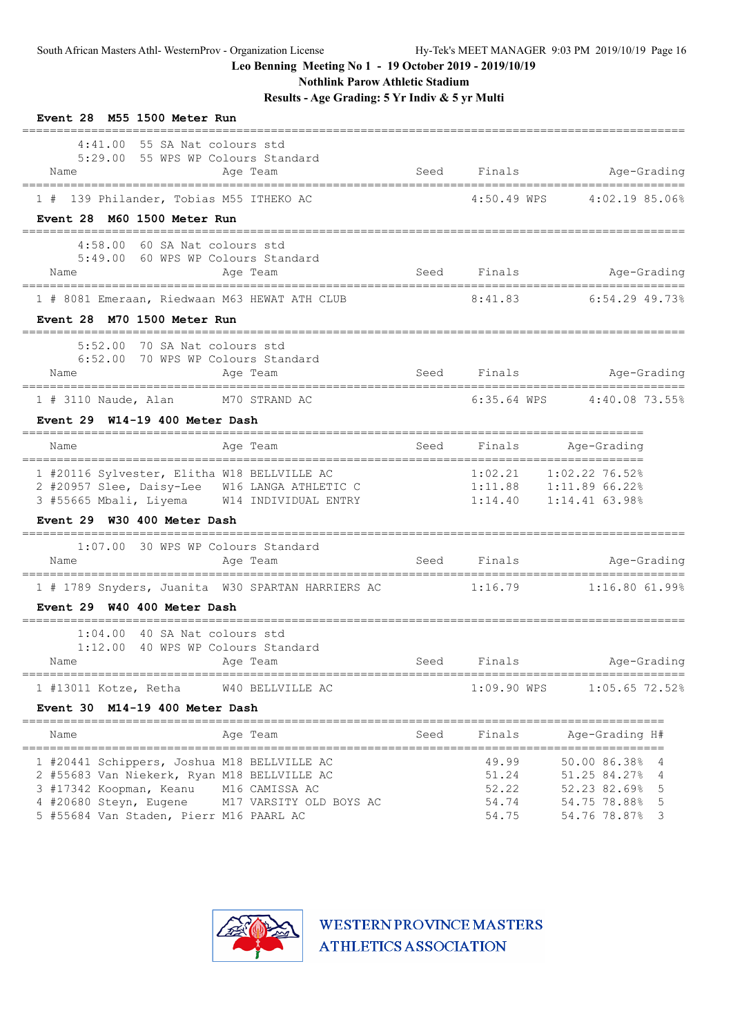## Leo Benning Meeting No 1 - 19 October 2019 - 2019/10/19

### Nothlink Parow Athletic Stadium

### Results - Age Grading: 5 Yr Indiv & 5 yr Multi

**Event 28 M55 1500 Meter Run**

4:41.00 55 SA Nat colours std
5:29.00 55 WPS WP Colours Standard

| Name | Age | Team | Seed | Finals | Age-Grading |
|---|---|---|---|---|---|
| 1 # 139 Philander, Tobias | M55 | ITHEKO AC | | 4:50.49 WPS | 4:02.19 85.06% |

**Event 28 M60 1500 Meter Run**

4:58.00 60 SA Nat colours std
5:49.00 60 WPS WP Colours Standard

| Name | Age | Team | Seed | Finals | Age-Grading |
|---|---|---|---|---|---|
| 1 # 8081 Emeraan, Riedwaan | M63 | HEWAT ATH CLUB | | 8:41.83 | 6:54.29 49.73% |

**Event 28 M70 1500 Meter Run**

5:52.00 70 SA Nat colours std
6:52.00 70 WPS WP Colours Standard

| Name | Age | Team | Seed | Finals | Age-Grading |
|---|---|---|---|---|---|
| 1 # 3110 Naude, Alan | M70 | STRAND AC | | 6:35.64 WPS | 4:40.08 73.55% |

**Event 29 W14-19 400 Meter Dash**

| Name | Age | Team | Seed | Finals | Age-Grading |
|---|---|---|---|---|---|
| 1 #20116 Sylvester, Elitha | W18 | BELLVILLE AC | | 1:02.21 | 1:02.22 76.52% |
| 2 #20957 Slee, Daisy-Lee | W16 | LANGA ATHLETIC C | | 1:11.88 | 1:11.89 66.22% |
| 3 #55665 Mbali, Liyema | W14 | INDIVIDUAL ENTRY | | 1:14.40 | 1:14.41 63.98% |

**Event 29 W30 400 Meter Dash**

1:07.00 30 WPS WP Colours Standard

| Name | Age | Team | Seed | Finals | Age-Grading |
|---|---|---|---|---|---|
| 1 # 1789 Snyders, Juanita | W30 | SPARTAN HARRIERS AC | | 1:16.79 | 1:16.80 61.99% |

**Event 29 W40 400 Meter Dash**

1:04.00 40 SA Nat colours std
1:12.00 40 WPS WP Colours Standard

| Name | Age | Team | Seed | Finals | Age-Grading |
|---|---|---|---|---|---|
| 1 #13011 Kotze, Retha | W40 | BELLVILLE AC | | 1:09.90 WPS | 1:05.65 72.52% |

**Event 30 M14-19 400 Meter Dash**

| Name | Age | Team | Seed | Finals | Age-Grading | H# |
|---|---|---|---|---|---|---|
| 1 #20441 Schippers, Joshua | M18 | BELLVILLE AC | | 49.99 | 50.00 86.38% | 4 |
| 2 #55683 Van Niekerk, Ryan | M18 | BELLVILLE AC | | 51.24 | 51.25 84.27% | 4 |
| 3 #17342 Koopman, Keanu | M16 | CAMISSA AC | | 52.22 | 52.23 82.69% | 5 |
| 4 #20680 Steyn, Eugene | M17 | VARSITY OLD BOYS AC | | 54.74 | 54.75 78.88% | 5 |
| 5 #55684 Van Staden, Pierr | M16 | PAARL AC | | 54.75 | 54.76 78.87% | 3 |

WESTERN PROVINCE MASTERS ATHLETICS ASSOCIATION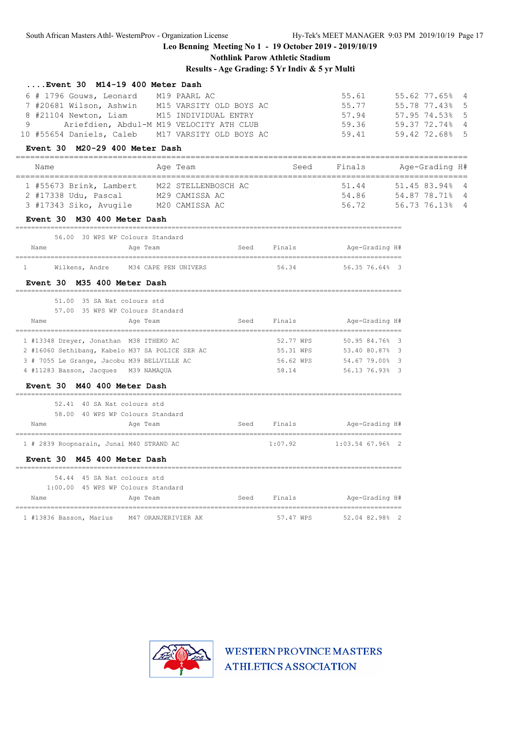South African Masters Athl- WesternProv - Organization License — Hy-Tek's MEET MANAGER 9:03 PM 2019/10/19

**Leo Benning Meeting No 1 - 19 October 2019 - 2019/10/19**

**Nothlink Parow Athletic Stadium**

**Results - Age Grading: 5 Yr Indiv & 5 yr Multi**

### ....Event 30 M14-19 400 Meter Dash

| | Name | Age | Team | Seed | Finals | Age-Grading | | H# |
|---|---|---|---|---|---|---|---|---|
| 6 | # 1796 Gouws, Leonard | M19 | PAARL AC | | 55.61 | 55.62 | 77.65% | 4 |
| 7 | #20681 Wilson, Ashwin | M15 | VARSITY OLD BOYS AC | | 55.77 | 55.78 | 77.43% | 5 |
| 8 | #21104 Newton, Liam | M15 | INDIVIDUAL ENTRY | | 57.94 | 57.95 | 74.53% | 5 |
| 9 | Ariefdien, Abdul-M | M19 | VELOCITY ATH CLUB | | 59.36 | 59.37 | 72.74% | 4 |
| 10 | #55654 Daniels, Caleb | M17 | VARSITY OLD BOYS AC | | 59.41 | 59.42 | 72.68% | 5 |

### Event 30 M20-29 400 Meter Dash

| | Name | Age | Team | Seed | Finals | Age-Grading | | H# |
|---|---|---|---|---|---|---|---|---|
| 1 | #55673 Brink, Lambert | M22 | STELLENBOSCH AC | | 51.44 | 51.45 | 83.94% | 4 |
| 2 | #17338 Udu, Pascal | M29 | CAMISSA AC | | 54.86 | 54.87 | 78.71% | 4 |
| 3 | #17343 Siko, Avugile | M20 | CAMISSA AC | | 56.72 | 56.73 | 76.13% | 4 |

### Event 30 M30 400 Meter Dash

56.00 30 WPS WP Colours Standard

| | Name | Age | Team | Seed | Finals | Age-Grading | | H# |
|---|---|---|---|---|---|---|---|---|
| 1 | Wilkens, Andre | M34 | CAPE PEN UNIVERS | | 56.34 | 56.35 | 76.64% | 3 |

### Event 30 M35 400 Meter Dash

51.00 35 SA Nat colours std
57.00 35 WPS WP Colours Standard

| | Name | Age | Team | Seed | Finals | Age-Grading | | H# |
|---|---|---|---|---|---|---|---|---|
| 1 | #13348 Dreyer, Jonathan | M38 | ITHEKO AC | | 52.77 WPS | 50.95 | 84.76% | 3 |
| 2 | #16060 Sethibang, Kabelo | M37 | SA POLICE SER AC | | 55.31 WPS | 53.40 | 80.87% | 3 |
| 3 | # 7055 Le Grange, Jacobu | M39 | BELLVILLE AC | | 56.62 WPS | 54.67 | 79.00% | 3 |
| 4 | #11283 Basson, Jacques | M39 | NAMAQUA | | 58.14 | 56.13 | 76.93% | 3 |

### Event 30 M40 400 Meter Dash

52.41 40 SA Nat colours std
58.00 40 WPS WP Colours Standard

| | Name | Age | Team | Seed | Finals | Age-Grading | | H# |
|---|---|---|---|---|---|---|---|---|
| 1 | # 2839 Roopnarain, Junai | M40 | STRAND AC | | 1:07.92 | 1:03.54 | 67.96% | 2 |

### Event 30 M45 400 Meter Dash

54.44 45 SA Nat colours std
1:00.00 45 WPS WP Colours Standard

| | Name | Age | Team | Seed | Finals | Age-Grading | | H# |
|---|---|---|---|---|---|---|---|---|
| 1 | #13836 Basson, Marius | M47 | ORANJERIVIER AK | | 57.47 WPS | 52.04 | 82.98% | 2 |

WESTERN PROVINCE MASTERS ATHLETICS ASSOCIATION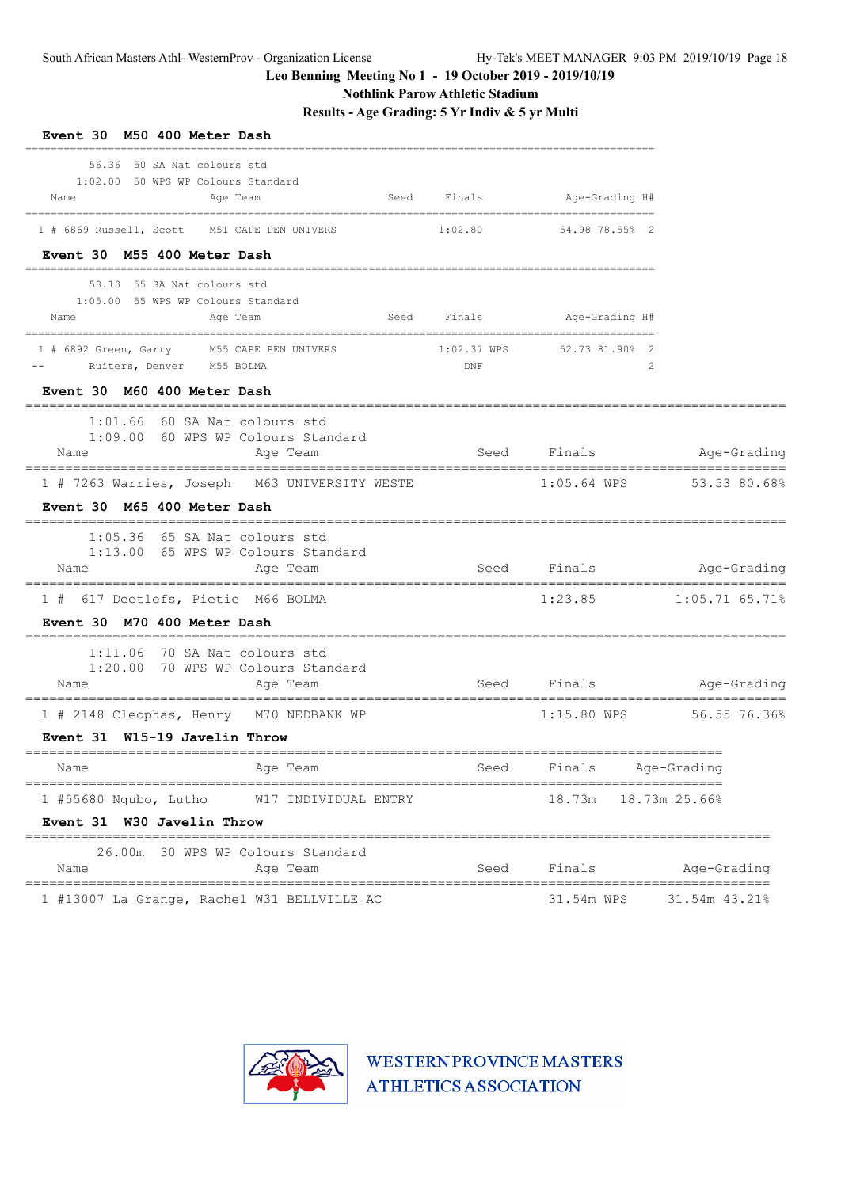Leo Benning Meeting No 1 - 19 October 2019 - 2019/10/19

Nothlink Parow Athletic Stadium

Results - Age Grading: 5 Yr Indiv & 5 yr Multi

### Event 30 M50 400 Meter Dash

56.36 50 SA Nat colours std
1:02.00 50 WPS WP Colours Standard

| | Name | Age | Team | Seed | Finals | Age-Grading | | H# |
|---|---|---|---|---|---|---|---|---|
| 1 | # 6869 Russell, Scott | M51 | CAPE PEN UNIVERS | | 1:02.80 | 54.98 | 78.55% | 2 |

### Event 30 M55 400 Meter Dash

58.13 55 SA Nat colours std
1:05.00 55 WPS WP Colours Standard

| | Name | Age | Team | Seed | Finals | Age-Grading | | H# |
|---|---|---|---|---|---|---|---|---|
| 1 | # 6892 Green, Garry | M55 | CAPE PEN UNIVERS | | 1:02.37 WPS | 52.73 | 81.90% | 2 |
| -- | Ruiters, Denver | M55 | BOLMA | | DNF | | | 2 |

### Event 30 M60 400 Meter Dash

1:01.66 60 SA Nat colours std
1:09.00 60 WPS WP Colours Standard

| | Name | Age | Team | Seed | Finals | Age-Grading | |
|---|---|---|---|---|---|---|---|
| 1 | # 7263 Warries, Joseph | M63 | UNIVERSITY WESTE | | 1:05.64 WPS | 53.53 | 80.68% |

### Event 30 M65 400 Meter Dash

1:05.36 65 SA Nat colours std
1:13.00 65 WPS WP Colours Standard

| | Name | Age | Team | Seed | Finals | Age-Grading | |
|---|---|---|---|---|---|---|---|
| 1 | # 617 Deetlefs, Pietie | M66 | BOLMA | | 1:23.85 | 1:05.71 | 65.71% |

### Event 30 M70 400 Meter Dash

1:11.06 70 SA Nat colours std
1:20.00 70 WPS WP Colours Standard

| | Name | Age | Team | Seed | Finals | Age-Grading | |
|---|---|---|---|---|---|---|---|
| 1 | # 2148 Cleophas, Henry | M70 | NEDBANK WP | | 1:15.80 WPS | 56.55 | 76.36% |

### Event 31 W15-19 Javelin Throw

| | Name | Age | Team | Seed | Finals | Age-Grading | |
|---|---|---|---|---|---|---|---|
| 1 | #55680 Ngubo, Lutho | W17 | INDIVIDUAL ENTRY | | 18.73m | 18.73m | 25.66% |

### Event 31 W30 Javelin Throw

26.00m 30 WPS WP Colours Standard

| | Name | Age | Team | Seed | Finals | Age-Grading | |
|---|---|---|---|---|---|---|---|
| 1 | #13007 La Grange, Rachel | W31 | BELLVILLE AC | | 31.54m WPS | 31.54m | 43.21% |

WESTERN PROVINCE MASTERS ATHLETICS ASSOCIATION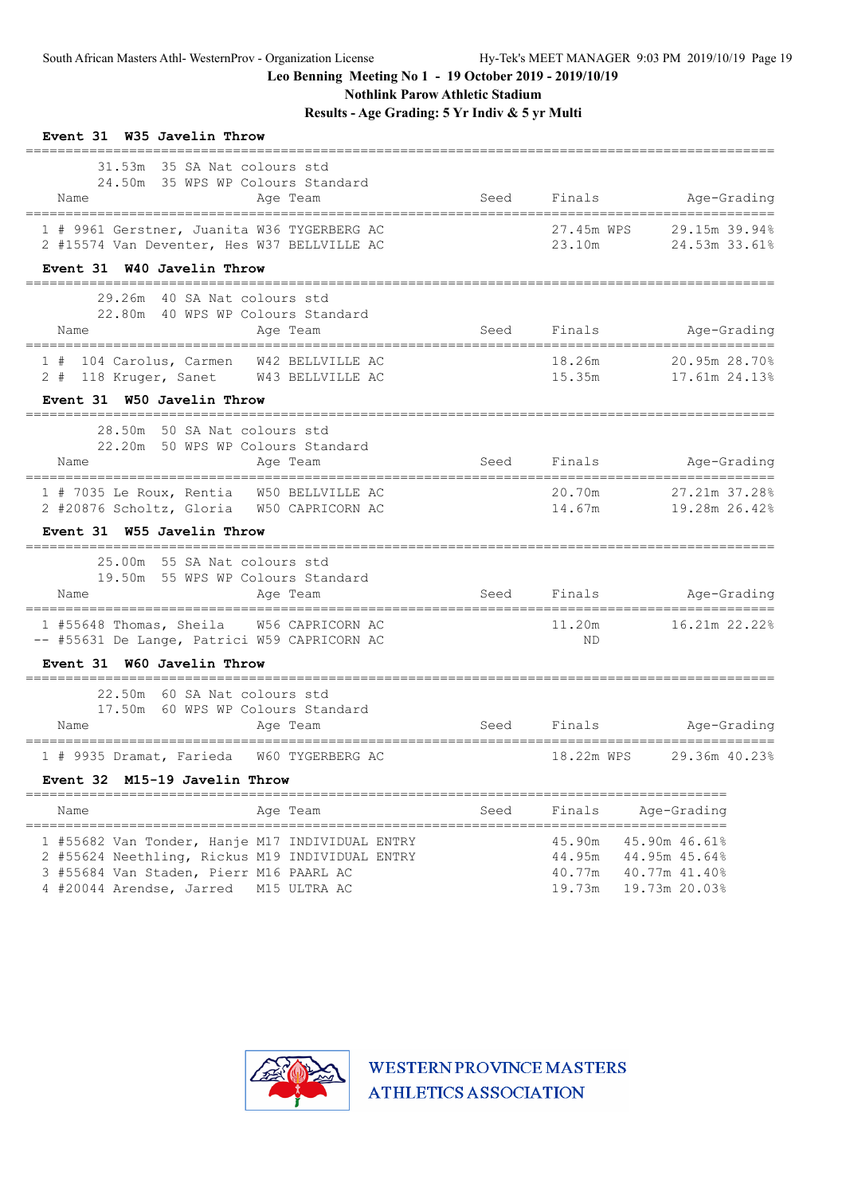Leo Benning Meeting No 1 - 19 October 2019 - 2019/10/19

Nothlink Parow Athletic Stadium

Results - Age Grading: 5 Yr Indiv & 5 yr Multi

### Event 31 W35 Javelin Throw

31.53m 35 SA Nat colours std
24.50m 35 WPS WP Colours Standard

| | Name | Age | Team | Seed | Finals | Age-Grading |
|---|---|---|---|---|---|---|
| 1 | # 9961 Gerstner, Juanita | W36 | TYGERBERG AC | | 27.45m WPS | 29.15m 39.94% |
| 2 | #15574 Van Deventer, Hes | W37 | BELLVILLE AC | | 23.10m | 24.53m 33.61% |

### Event 31 W40 Javelin Throw

29.26m 40 SA Nat colours std
22.80m 40 WPS WP Colours Standard

| | Name | Age | Team | Seed | Finals | Age-Grading |
|---|---|---|---|---|---|---|
| 1 | # 104 Carolus, Carmen | W42 | BELLVILLE AC | | 18.26m | 20.95m 28.70% |
| 2 | # 118 Kruger, Sanet | W43 | BELLVILLE AC | | 15.35m | 17.61m 24.13% |

### Event 31 W50 Javelin Throw

28.50m 50 SA Nat colours std
22.20m 50 WPS WP Colours Standard

| | Name | Age | Team | Seed | Finals | Age-Grading |
|---|---|---|---|---|---|---|
| 1 | # 7035 Le Roux, Rentia | W50 | BELLVILLE AC | | 20.70m | 27.21m 37.28% |
| 2 | #20876 Scholtz, Gloria | W50 | CAPRICORN AC | | 14.67m | 19.28m 26.42% |

### Event 31 W55 Javelin Throw

25.00m 55 SA Nat colours std
19.50m 55 WPS WP Colours Standard

| | Name | Age | Team | Seed | Finals | Age-Grading |
|---|---|---|---|---|---|---|
| 1 | #55648 Thomas, Sheila | W56 | CAPRICORN AC | | 11.20m | 16.21m 22.22% |
| -- | #55631 De Lange, Patrici | W59 | CAPRICORN AC | | ND | |

### Event 31 W60 Javelin Throw

22.50m 60 SA Nat colours std
17.50m 60 WPS WP Colours Standard

| | Name | Age | Team | Seed | Finals | Age-Grading |
|---|---|---|---|---|---|---|
| 1 | # 9935 Dramat, Farieda | W60 | TYGERBERG AC | | 18.22m WPS | 29.36m 40.23% |

### Event 32 M15-19 Javelin Throw

| | Name | Age | Team | Seed | Finals | Age-Grading |
|---|---|---|---|---|---|---|
| 1 | #55682 Van Tonder, Hanje | M17 | INDIVIDUAL ENTRY | | 45.90m | 45.90m 46.61% |
| 2 | #55624 Neethling, Rickus | M19 | INDIVIDUAL ENTRY | | 44.95m | 44.95m 45.64% |
| 3 | #55684 Van Staden, Pierr | M16 | PAARL AC | | 40.77m | 40.77m 41.40% |
| 4 | #20044 Arendse, Jarred | M15 | ULTRA AC | | 19.73m | 19.73m 20.03% |

WESTERN PROVINCE MASTERS ATHLETICS ASSOCIATION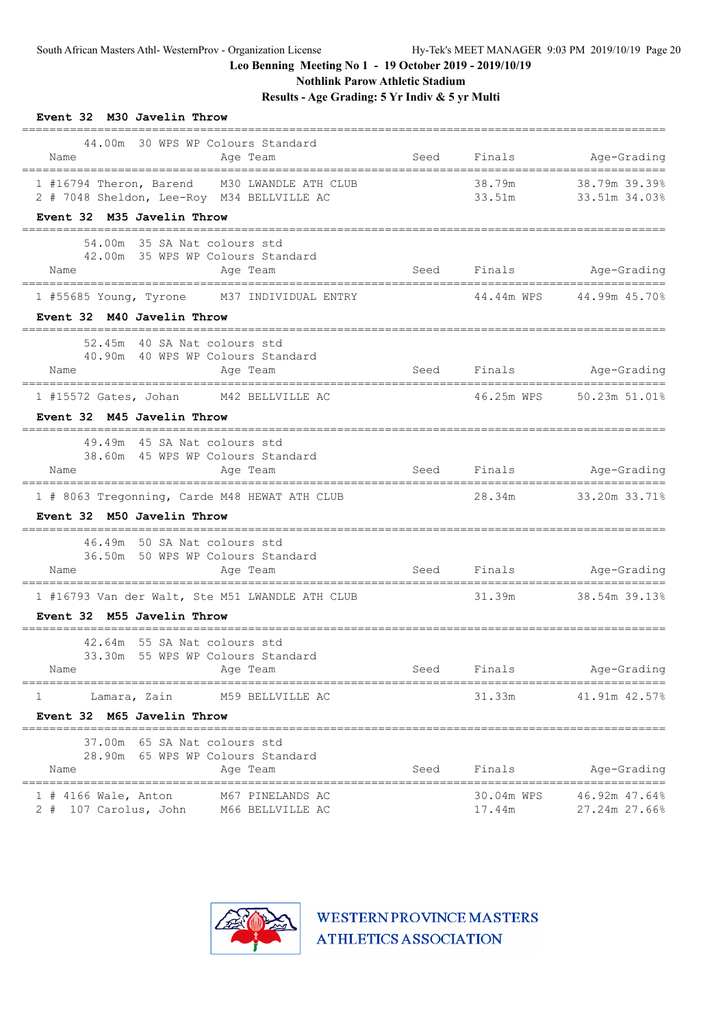Leo Benning Meeting No 1 - 19 October 2019 - 2019/10/19

Nothlink Parow Athletic Stadium

Results - Age Grading: 5 Yr Indiv & 5 yr Multi

**Event 32 M30 Javelin Throw**

44.00m 30 WPS WP Colours Standard

| Name | Age | Team | Seed | Finals | Age-Grading |
|---|---|---|---|---|---|
| 1 #16794 Theron, Barend | M30 | LWANDLE ATH CLUB | | 38.79m | 38.79m 39.39% |
| 2 # 7048 Sheldon, Lee-Roy | M34 | BELLVILLE AC | | 33.51m | 33.51m 34.03% |

**Event 32 M35 Javelin Throw**

54.00m 35 SA Nat colours std
42.00m 35 WPS WP Colours Standard

| Name | Age | Team | Seed | Finals | Age-Grading |
|---|---|---|---|---|---|
| 1 #55685 Young, Tyrone | M37 | INDIVIDUAL ENTRY | | 44.44m WPS | 44.99m 45.70% |

**Event 32 M40 Javelin Throw**

52.45m 40 SA Nat colours std
40.90m 40 WPS WP Colours Standard

| Name | Age | Team | Seed | Finals | Age-Grading |
|---|---|---|---|---|---|
| 1 #15572 Gates, Johan | M42 | BELLVILLE AC | | 46.25m WPS | 50.23m 51.01% |

**Event 32 M45 Javelin Throw**

49.49m 45 SA Nat colours std
38.60m 45 WPS WP Colours Standard

| Name | Age | Team | Seed | Finals | Age-Grading |
|---|---|---|---|---|---|
| 1 # 8063 Tregonning, Carde | M48 | HEWAT ATH CLUB | | 28.34m | 33.20m 33.71% |

**Event 32 M50 Javelin Throw**

46.49m 50 SA Nat colours std
36.50m 50 WPS WP Colours Standard

| Name | Age | Team | Seed | Finals | Age-Grading |
|---|---|---|---|---|---|
| 1 #16793 Van der Walt, Ste | M51 | LWANDLE ATH CLUB | | 31.39m | 38.54m 39.13% |

**Event 32 M55 Javelin Throw**

42.64m 55 SA Nat colours std
33.30m 55 WPS WP Colours Standard

| Name | Age | Team | Seed | Finals | Age-Grading |
|---|---|---|---|---|---|
| 1 Lamara, Zain | M59 | BELLVILLE AC | | 31.33m | 41.91m 42.57% |

**Event 32 M65 Javelin Throw**

37.00m 65 SA Nat colours std
28.90m 65 WPS WP Colours Standard

| Name | Age | Team | Seed | Finals | Age-Grading |
|---|---|---|---|---|---|
| 1 # 4166 Wale, Anton | M67 | PINELANDS AC | | 30.04m WPS | 46.92m 47.64% |
| 2 # 107 Carolus, John | M66 | BELLVILLE AC | | 17.44m | 27.24m 27.66% |

WESTERN PROVINCE MASTERS ATHLETICS ASSOCIATION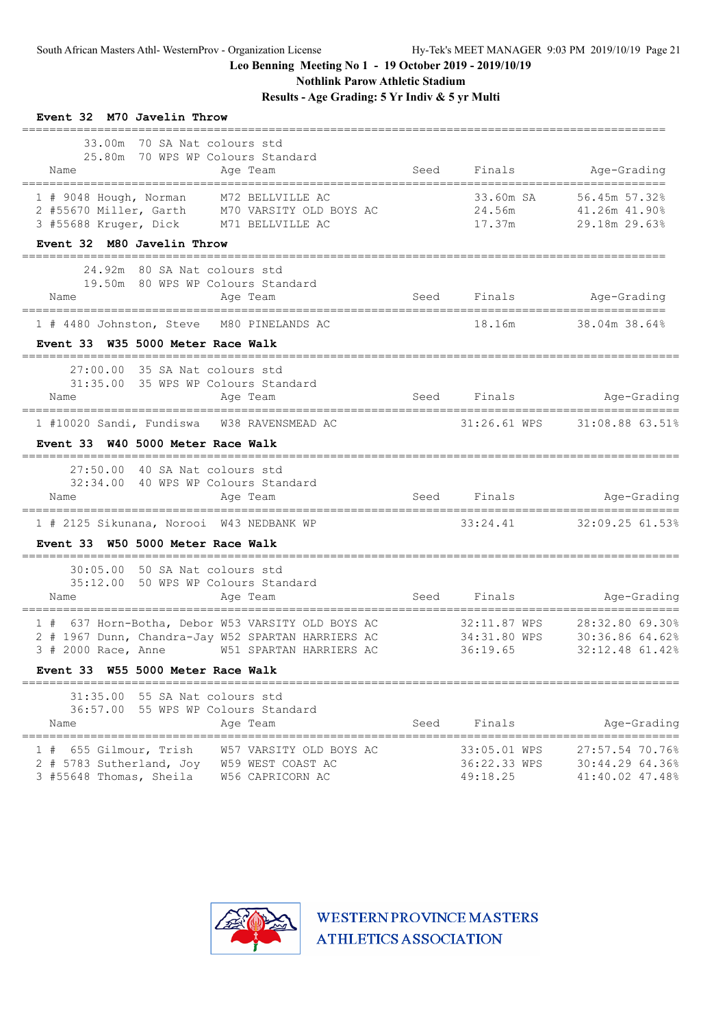Leo Benning Meeting No 1 - 19 October 2019 - 2019/10/19

Nothlink Parow Athletic Stadium

Results - Age Grading: 5 Yr Indiv & 5 yr Multi

### Event 32 M70 Javelin Throw

33.00m 70 SA Nat colours std
25.80m 70 WPS WP Colours Standard

| Place | Name | Age | Team | Seed | Finals | Age-Grading |
|---|---|---|---|---|---|---|
| 1 | # 9048 Hough, Norman | M72 | BELLVILLE AC | | 33.60m SA | 56.45m 57.32% |
| 2 | #55670 Miller, Garth | M70 | VARSITY OLD BOYS AC | | 24.56m | 41.26m 41.90% |
| 3 | #55688 Kruger, Dick | M71 | BELLVILLE AC | | 17.37m | 29.18m 29.63% |

### Event 32 M80 Javelin Throw

24.92m 80 SA Nat colours std
19.50m 80 WPS WP Colours Standard

| Place | Name | Age | Team | Seed | Finals | Age-Grading |
|---|---|---|---|---|---|---|
| 1 | # 4480 Johnston, Steve | M80 | PINELANDS AC | | 18.16m | 38.04m 38.64% |

### Event 33 W35 5000 Meter Race Walk

27:00.00 35 SA Nat colours std
31:35.00 35 WPS WP Colours Standard

| Place | Name | Age | Team | Seed | Finals | Age-Grading |
|---|---|---|---|---|---|---|
| 1 | #10020 Sandi, Fundiswa | W38 | RAVENSMEAD AC | | 31:26.61 WPS | 31:08.88 63.51% |

### Event 33 W40 5000 Meter Race Walk

27:50.00 40 SA Nat colours std
32:34.00 40 WPS WP Colours Standard

| Place | Name | Age | Team | Seed | Finals | Age-Grading |
|---|---|---|---|---|---|---|
| 1 | # 2125 Sikunana, Norooi | W43 | NEDBANK WP | | 33:24.41 | 32:09.25 61.53% |

### Event 33 W50 5000 Meter Race Walk

30:05.00 50 SA Nat colours std
35:12.00 50 WPS WP Colours Standard

| Place | Name | Age | Team | Seed | Finals | Age-Grading |
|---|---|---|---|---|---|---|
| 1 | # 637 Horn-Botha, Debor | W53 | VARSITY OLD BOYS AC | | 32:11.87 WPS | 28:32.80 69.30% |
| 2 | # 1967 Dunn, Chandra-Jay | W52 | SPARTAN HARRIERS AC | | 34:31.80 WPS | 30:36.86 64.62% |
| 3 | # 2000 Race, Anne | W51 | SPARTAN HARRIERS AC | | 36:19.65 | 32:12.48 61.42% |

### Event 33 W55 5000 Meter Race Walk

31:35.00 55 SA Nat colours std
36:57.00 55 WPS WP Colours Standard

| Place | Name | Age | Team | Seed | Finals | Age-Grading |
|---|---|---|---|---|---|---|
| 1 | # 655 Gilmour, Trish | W57 | VARSITY OLD BOYS AC | | 33:05.01 WPS | 27:57.54 70.76% |
| 2 | # 5783 Sutherland, Joy | W59 | WEST COAST AC | | 36:22.33 WPS | 30:44.29 64.36% |
| 3 | #55648 Thomas, Sheila | W56 | CAPRICORN AC | | 49:18.25 | 41:40.02 47.48% |

WESTERN PROVINCE MASTERS ATHLETICS ASSOCIATION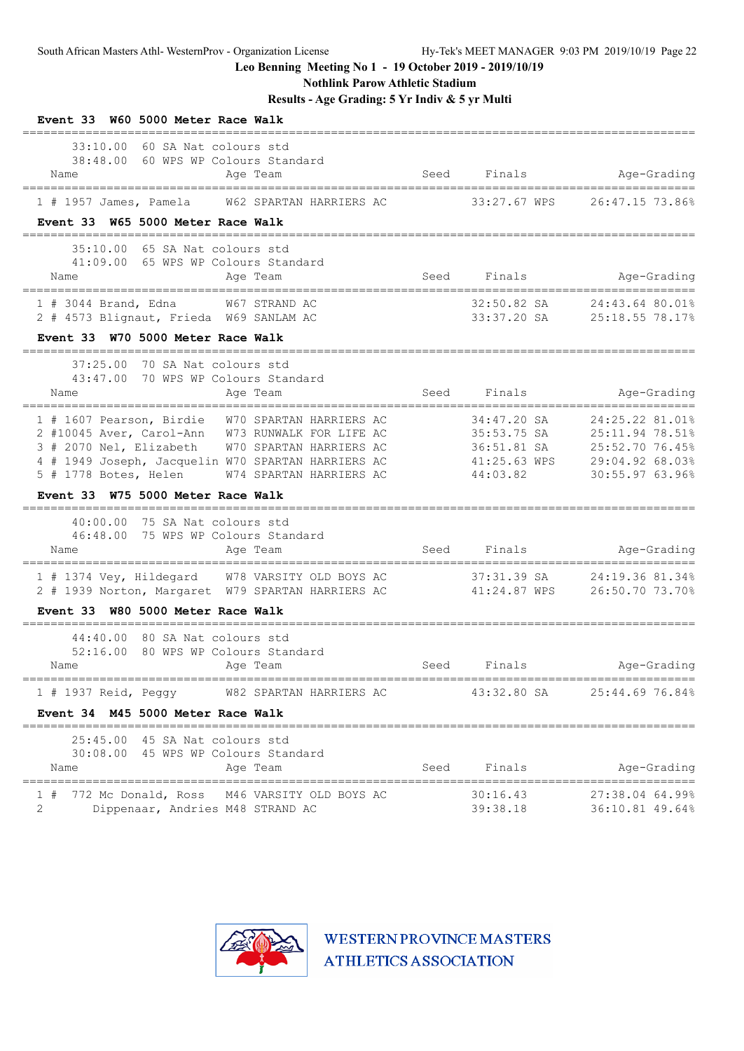Leo Benning Meeting No 1 - 19 October 2019 - 2019/10/19

Nothlink Parow Athletic Stadium

Results - Age Grading: 5 Yr Indiv & 5 yr Multi

### Event 33 W60 5000 Meter Race Walk

33:10.00 60 SA Nat colours std
38:48.00 60 WPS WP Colours Standard

| Name | Age | Team | Seed | Finals | | Age-Grading | |
|---|---|---|---|---|---|---|---|
| 1 # 1957 James, Pamela | W62 | SPARTAN HARRIERS AC | | 33:27.67 | WPS | 26:47.15 | 73.86% |

### Event 33 W65 5000 Meter Race Walk

35:10.00 65 SA Nat colours std
41:09.00 65 WPS WP Colours Standard

| Name | Age | Team | Seed | Finals | | Age-Grading | |
|---|---|---|---|---|---|---|---|
| 1 # 3044 Brand, Edna | W67 | STRAND AC | | 32:50.82 | SA | 24:43.64 | 80.01% |
| 2 # 4573 Blignaut, Frieda | W69 | SANLAM AC | | 33:37.20 | SA | 25:18.55 | 78.17% |

### Event 33 W70 5000 Meter Race Walk

37:25.00 70 SA Nat colours std
43:47.00 70 WPS WP Colours Standard

| Name | Age | Team | Seed | Finals | | Age-Grading | |
|---|---|---|---|---|---|---|---|
| 1 # 1607 Pearson, Birdie | W70 | SPARTAN HARRIERS AC | | 34:47.20 | SA | 24:25.22 | 81.01% |
| 2 #10045 Aver, Carol-Ann | W73 | RUNWALK FOR LIFE AC | | 35:53.75 | SA | 25:11.94 | 78.51% |
| 3 # 2070 Nel, Elizabeth | W70 | SPARTAN HARRIERS AC | | 36:51.81 | SA | 25:52.70 | 76.45% |
| 4 # 1949 Joseph, Jacquelin | W70 | SPARTAN HARRIERS AC | | 41:25.63 | WPS | 29:04.92 | 68.03% |
| 5 # 1778 Botes, Helen | W74 | SPARTAN HARRIERS AC | | 44:03.82 | | 30:55.97 | 63.96% |

### Event 33 W75 5000 Meter Race Walk

40:00.00 75 SA Nat colours std
46:48.00 75 WPS WP Colours Standard

| Name | Age | Team | Seed | Finals | | Age-Grading | |
|---|---|---|---|---|---|---|---|
| 1 # 1374 Vey, Hildegard | W78 | VARSITY OLD BOYS AC | | 37:31.39 | SA | 24:19.36 | 81.34% |
| 2 # 1939 Norton, Margaret | W79 | SPARTAN HARRIERS AC | | 41:24.87 | WPS | 26:50.70 | 73.70% |

### Event 33 W80 5000 Meter Race Walk

44:40.00 80 SA Nat colours std
52:16.00 80 WPS WP Colours Standard

| Name | Age | Team | Seed | Finals | | Age-Grading | |
|---|---|---|---|---|---|---|---|
| 1 # 1937 Reid, Peggy | W82 | SPARTAN HARRIERS AC | | 43:32.80 | SA | 25:44.69 | 76.84% |

### Event 34 M45 5000 Meter Race Walk

25:45.00 45 SA Nat colours std
30:08.00 45 WPS WP Colours Standard

| Name | Age | Team | Seed | Finals | | Age-Grading | |
|---|---|---|---|---|---|---|---|
| 1 # 772 Mc Donald, Ross | M46 | VARSITY OLD BOYS AC | | 30:16.43 | | 27:38.04 | 64.99% |
| 2 Dippenaar, Andries | M48 | STRAND AC | | 39:38.18 | | 36:10.81 | 49.64% |

WESTERN PROVINCE MASTERS ATHLETICS ASSOCIATION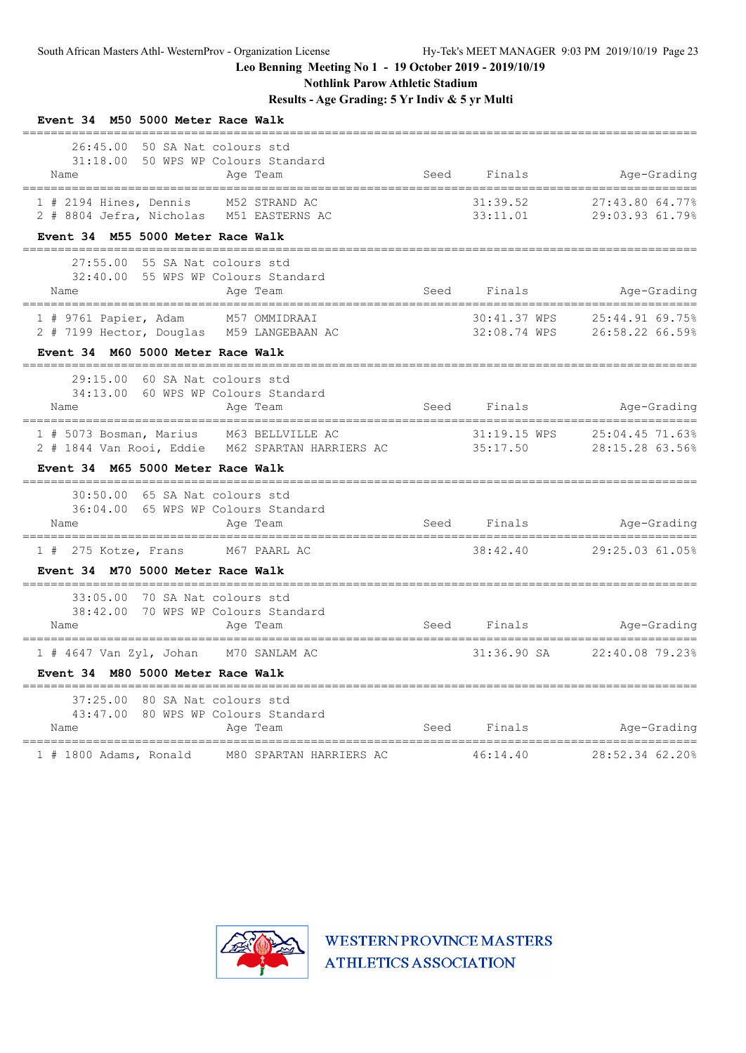## Leo Benning Meeting No 1 - 19 October 2019 - 2019/10/19

### Nothlink Parow Athletic Stadium

### Results - Age Grading: 5 Yr Indiv & 5 yr Multi

**Event 34 M50 5000 Meter Race Walk**

26:45.00 50 SA Nat colours std
31:18.00 50 WPS WP Colours Standard

| | Name | Age | Team | Seed | Finals | | Age-Grading | |
|---|---|---|---|---|---|---|---|---|
| 1 | # 2194 Hines, Dennis | M52 | STRAND AC | | 31:39.52 | | 27:43.80 | 64.77% |
| 2 | # 8804 Jefra, Nicholas | M51 | EASTERNS AC | | 33:11.01 | | 29:03.93 | 61.79% |

**Event 34 M55 5000 Meter Race Walk**

27:55.00 55 SA Nat colours std
32:40.00 55 WPS WP Colours Standard

| | Name | Age | Team | Seed | Finals | | Age-Grading | |
|---|---|---|---|---|---|---|---|---|
| 1 | # 9761 Papier, Adam | M57 | OMMIDRAAI | | 30:41.37 | WPS | 25:44.91 | 69.75% |
| 2 | # 7199 Hector, Douglas | M59 | LANGEBAAN AC | | 32:08.74 | WPS | 26:58.22 | 66.59% |

**Event 34 M60 5000 Meter Race Walk**

29:15.00 60 SA Nat colours std
34:13.00 60 WPS WP Colours Standard

| | Name | Age | Team | Seed | Finals | | Age-Grading | |
|---|---|---|---|---|---|---|---|---|
| 1 | # 5073 Bosman, Marius | M63 | BELLVILLE AC | | 31:19.15 | WPS | 25:04.45 | 71.63% |
| 2 | # 1844 Van Rooi, Eddie | M62 | SPARTAN HARRIERS AC | | 35:17.50 | | 28:15.28 | 63.56% |

**Event 34 M65 5000 Meter Race Walk**

30:50.00 65 SA Nat colours std
36:04.00 65 WPS WP Colours Standard

| | Name | Age | Team | Seed | Finals | | Age-Grading | |
|---|---|---|---|---|---|---|---|---|
| 1 | # 275 Kotze, Frans | M67 | PAARL AC | | 38:42.40 | | 29:25.03 | 61.05% |

**Event 34 M70 5000 Meter Race Walk**

33:05.00 70 SA Nat colours std
38:42.00 70 WPS WP Colours Standard

| | Name | Age | Team | Seed | Finals | | Age-Grading | |
|---|---|---|---|---|---|---|---|---|
| 1 | # 4647 Van Zyl, Johan | M70 | SANLAM AC | | 31:36.90 | SA | 22:40.08 | 79.23% |

**Event 34 M80 5000 Meter Race Walk**

37:25.00 80 SA Nat colours std
43:47.00 80 WPS WP Colours Standard

| | Name | Age | Team | Seed | Finals | | Age-Grading | |
|---|---|---|---|---|---|---|---|---|
| 1 | # 1800 Adams, Ronald | M80 | SPARTAN HARRIERS AC | | 46:14.40 | | 28:52.34 | 62.20% |

WESTERN PROVINCE MASTERS ATHLETICS ASSOCIATION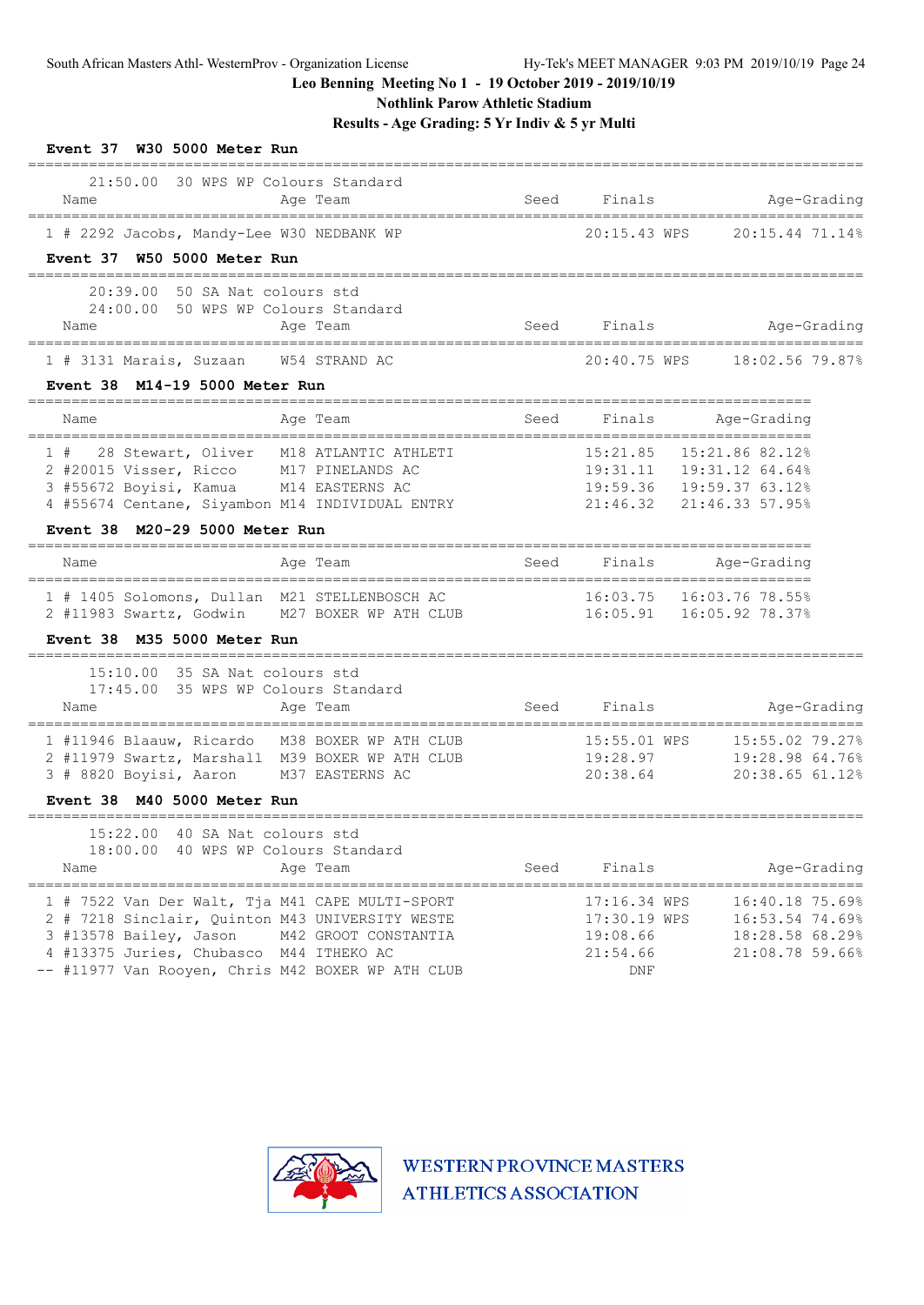Leo Benning Meeting No 1 - 19 October 2019 - 2019/10/19

Nothlink Parow Athletic Stadium

Results - Age Grading: 5 Yr Indiv & 5 yr Multi

### Event 37 W30 5000 Meter Run

21:50.00 30 WPS WP Colours Standard

| | Name | Age | Team | Seed | Finals | | Age-Grading | |
|---|---|---|---|---|---|---|---|---|
| 1 | # 2292 Jacobs, Mandy-Lee | W30 | NEDBANK WP | | 20:15.43 | WPS | 20:15.44 | 71.14% |

### Event 37 W50 5000 Meter Run

20:39.00 50 SA Nat colours std
24:00.00 50 WPS WP Colours Standard

| | Name | Age | Team | Seed | Finals | | Age-Grading | |
|---|---|---|---|---|---|---|---|---|
| 1 | # 3131 Marais, Suzaan | W54 | STRAND AC | | 20:40.75 | WPS | 18:02.56 | 79.87% |

### Event 38 M14-19 5000 Meter Run

| | Name | Age | Team | Seed | Finals | Age-Grading | |
|---|---|---|---|---|---|---|---|
| 1 | # 28 Stewart, Oliver | M18 | ATLANTIC ATHLETI | | 15:21.85 | 15:21.86 | 82.12% |
| 2 | #20015 Visser, Ricco | M17 | PINELANDS AC | | 19:31.11 | 19:31.12 | 64.64% |
| 3 | #55672 Boyisi, Kamua | M14 | EASTERNS AC | | 19:59.36 | 19:59.37 | 63.12% |
| 4 | #55674 Centane, Siyambon | M14 | INDIVIDUAL ENTRY | | 21:46.32 | 21:46.33 | 57.95% |

### Event 38 M20-29 5000 Meter Run

| | Name | Age | Team | Seed | Finals | Age-Grading | |
|---|---|---|---|---|---|---|---|
| 1 | # 1405 Solomons, Dullan | M21 | STELLENBOSCH AC | | 16:03.75 | 16:03.76 | 78.55% |
| 2 | #11983 Swartz, Godwin | M27 | BOXER WP ATH CLUB | | 16:05.91 | 16:05.92 | 78.37% |

### Event 38 M35 5000 Meter Run

15:10.00 35 SA Nat colours std
17:45.00 35 WPS WP Colours Standard

| | Name | Age | Team | Seed | Finals | | Age-Grading | |
|---|---|---|---|---|---|---|---|---|
| 1 | #11946 Blaauw, Ricardo | M38 | BOXER WP ATH CLUB | | 15:55.01 | WPS | 15:55.02 | 79.27% |
| 2 | #11979 Swartz, Marshall | M39 | BOXER WP ATH CLUB | | 19:28.97 | | 19:28.98 | 64.76% |
| 3 | # 8820 Boyisi, Aaron | M37 | EASTERNS AC | | 20:38.64 | | 20:38.65 | 61.12% |

### Event 38 M40 5000 Meter Run

15:22.00 40 SA Nat colours std
18:00.00 40 WPS WP Colours Standard

| | Name | Age | Team | Seed | Finals | | Age-Grading | |
|---|---|---|---|---|---|---|---|---|
| 1 | # 7522 Van Der Walt, Tja | M41 | CAPE MULTI-SPORT | | 17:16.34 | WPS | 16:40.18 | 75.69% |
| 2 | # 7218 Sinclair, Quinton | M43 | UNIVERSITY WESTE | | 17:30.19 | WPS | 16:53.54 | 74.69% |
| 3 | #13578 Bailey, Jason | M42 | GROOT CONSTANTIA | | 19:08.66 | | 18:28.58 | 68.29% |
| 4 | #13375 Juries, Chubasco | M44 | ITHEKO AC | | 21:54.66 | | 21:08.78 | 59.66% |
| -- | #11977 Van Rooyen, Chris | M42 | BOXER WP ATH CLUB | | DNF | | | |

WESTERN PROVINCE MASTERS ATHLETICS ASSOCIATION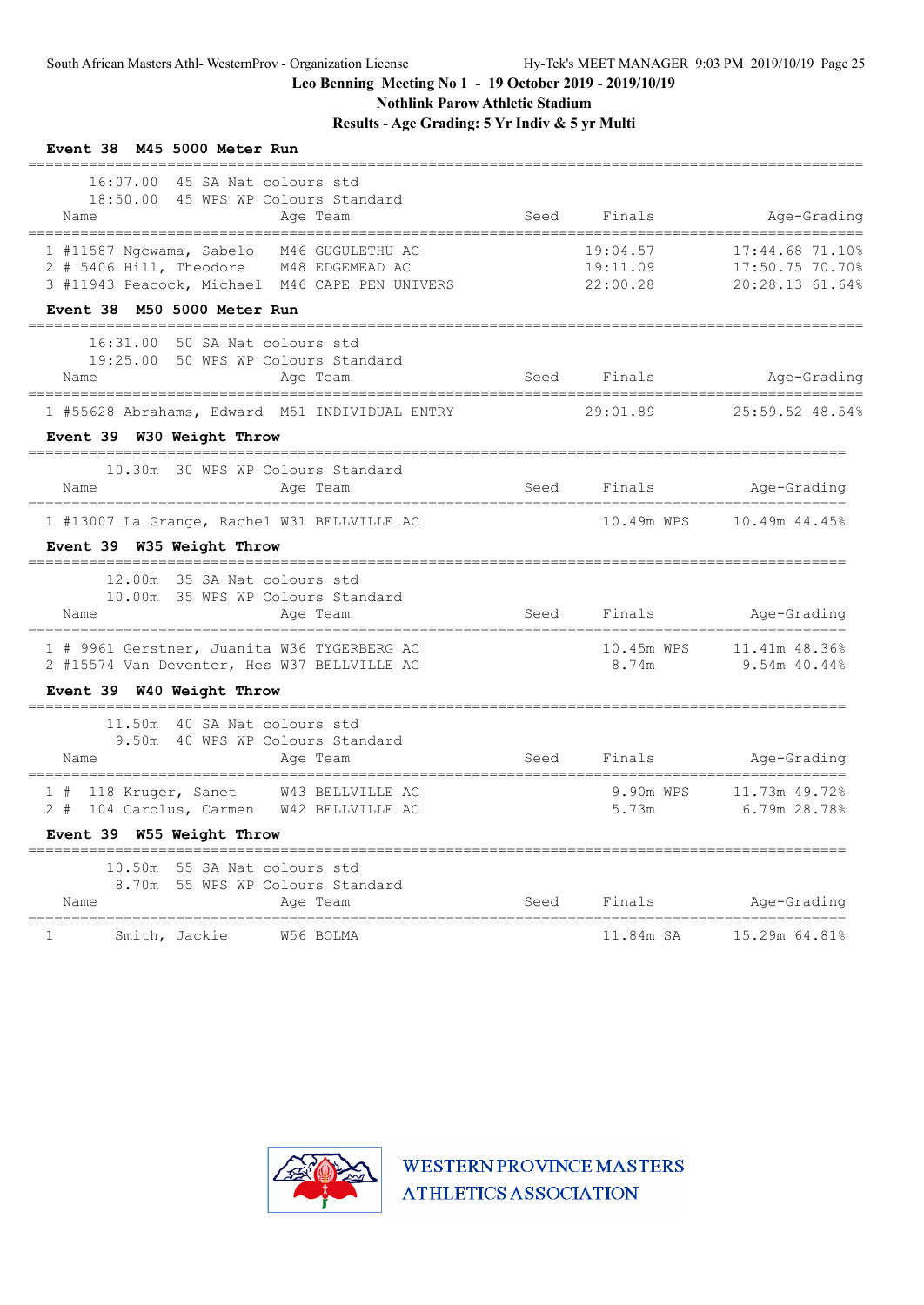South African Masters Athl- WesternProv - Organization License

Hy-Tek's MEET MANAGER 9:03 PM 2019/10/19

**Leo Benning Meeting No 1 - 19 October 2019 - 2019/10/19**

**Nothlink Parow Athletic Stadium**

**Results - Age Grading: 5 Yr Indiv & 5 yr Multi**

### Event 38 M45 5000 Meter Run

16:07.00 45 SA Nat colours std
18:50.00 45 WPS WP Colours Standard

| | Name | Age | Team | Seed | Finals | Age-Grading | |
|---|---|---|---|---|---|---|---|
| 1 | #11587 Ngcwama, Sabelo | M46 | GUGULETHU AC | | 19:04.57 | 17:44.68 | 71.10% |
| 2 | # 5406 Hill, Theodore | M48 | EDGEMEAD AC | | 19:11.09 | 17:50.75 | 70.70% |
| 3 | #11943 Peacock, Michael | M46 | CAPE PEN UNIVERS | | 22:00.28 | 20:28.13 | 61.64% |

### Event 38 M50 5000 Meter Run

16:31.00 50 SA Nat colours std
19:25.00 50 WPS WP Colours Standard

| | Name | Age | Team | Seed | Finals | Age-Grading | |
|---|---|---|---|---|---|---|---|
| 1 | #55628 Abrahams, Edward | M51 | INDIVIDUAL ENTRY | | 29:01.89 | 25:59.52 | 48.54% |

### Event 39 W30 Weight Throw

10.30m 30 WPS WP Colours Standard

| | Name | Age | Team | Seed | Finals | Age-Grading | |
|---|---|---|---|---|---|---|---|
| 1 | #13007 La Grange, Rachel | W31 | BELLVILLE AC | | 10.49m WPS | 10.49m | 44.45% |

### Event 39 W35 Weight Throw

12.00m 35 SA Nat colours std
10.00m 35 WPS WP Colours Standard

| | Name | Age | Team | Seed | Finals | Age-Grading | |
|---|---|---|---|---|---|---|---|
| 1 | # 9961 Gerstner, Juanita | W36 | TYGERBERG AC | | 10.45m WPS | 11.41m | 48.36% |
| 2 | #15574 Van Deventer, Hes | W37 | BELLVILLE AC | | 8.74m | 9.54m | 40.44% |

### Event 39 W40 Weight Throw

11.50m 40 SA Nat colours std
9.50m 40 WPS WP Colours Standard

| | Name | Age | Team | Seed | Finals | Age-Grading | |
|---|---|---|---|---|---|---|---|
| 1 | # 118 Kruger, Sanet | W43 | BELLVILLE AC | | 9.90m WPS | 11.73m | 49.72% |
| 2 | # 104 Carolus, Carmen | W42 | BELLVILLE AC | | 5.73m | 6.79m | 28.78% |

### Event 39 W55 Weight Throw

10.50m 55 SA Nat colours std
8.70m 55 WPS WP Colours Standard

| | Name | Age | Team | Seed | Finals | Age-Grading | |
|---|---|---|---|---|---|---|---|
| 1 | Smith, Jackie | W56 | BOLMA | | 11.84m SA | 15.29m | 64.81% |

WESTERN PROVINCE MASTERS ATHLETICS ASSOCIATION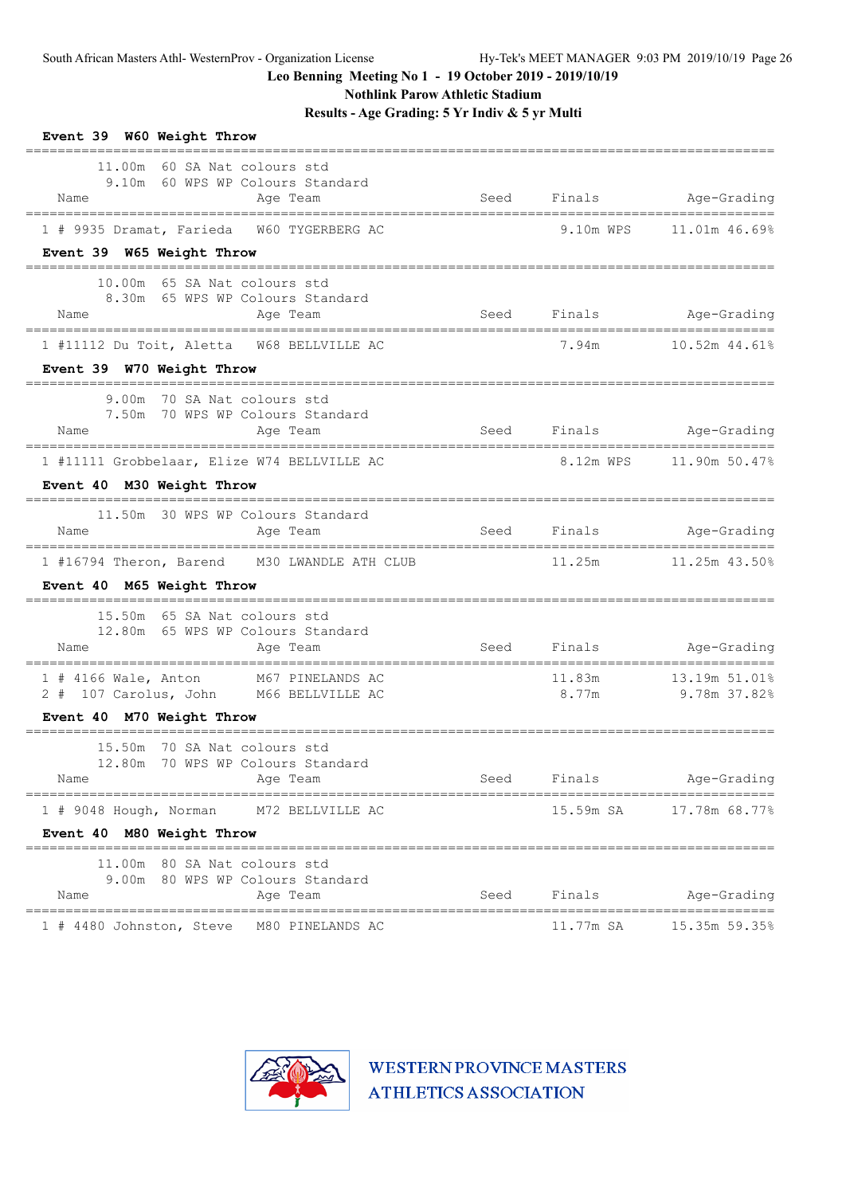Leo Benning Meeting No 1 - 19 October 2019 - 2019/10/19

Nothlink Parow Athletic Stadium

Results - Age Grading: 5 Yr Indiv & 5 yr Multi

**Event 39 W60 Weight Throw**

11.00m 60 SA Nat colours std
9.10m 60 WPS WP Colours Standard

| | Name | Age | Team | Seed | Finals | | Age-Grading | |
|---|---|---|---|---|---|---|---|---|
| 1 | # 9935 Dramat, Farieda | W60 | TYGERBERG AC | | 9.10m | WPS | 11.01m | 46.69% |

**Event 39 W65 Weight Throw**

10.00m 65 SA Nat colours std
8.30m 65 WPS WP Colours Standard

| | Name | Age | Team | Seed | Finals | | Age-Grading | |
|---|---|---|---|---|---|---|---|---|
| 1 | #11112 Du Toit, Aletta | W68 | BELLVILLE AC | | 7.94m | | 10.52m | 44.61% |

**Event 39 W70 Weight Throw**

9.00m 70 SA Nat colours std
7.50m 70 WPS WP Colours Standard

| | Name | Age | Team | Seed | Finals | | Age-Grading | |
|---|---|---|---|---|---|---|---|---|
| 1 | #11111 Grobbelaar, Elize | W74 | BELLVILLE AC | | 8.12m | WPS | 11.90m | 50.47% |

**Event 40 M30 Weight Throw**

11.50m 30 WPS WP Colours Standard

| | Name | Age | Team | Seed | Finals | | Age-Grading | |
|---|---|---|---|---|---|---|---|---|
| 1 | #16794 Theron, Barend | M30 | LWANDLE ATH CLUB | | 11.25m | | 11.25m | 43.50% |

**Event 40 M65 Weight Throw**

15.50m 65 SA Nat colours std
12.80m 65 WPS WP Colours Standard

| | Name | Age | Team | Seed | Finals | | Age-Grading | |
|---|---|---|---|---|---|---|---|---|
| 1 | # 4166 Wale, Anton | M67 | PINELANDS AC | | 11.83m | | 13.19m | 51.01% |
| 2 | # 107 Carolus, John | M66 | BELLVILLE AC | | 8.77m | | 9.78m | 37.82% |

**Event 40 M70 Weight Throw**

15.50m 70 SA Nat colours std
12.80m 70 WPS WP Colours Standard

| | Name | Age | Team | Seed | Finals | | Age-Grading | |
|---|---|---|---|---|---|---|---|---|
| 1 | # 9048 Hough, Norman | M72 | BELLVILLE AC | | 15.59m | SA | 17.78m | 68.77% |

**Event 40 M80 Weight Throw**

11.00m 80 SA Nat colours std
9.00m 80 WPS WP Colours Standard

| | Name | Age | Team | Seed | Finals | | Age-Grading | |
|---|---|---|---|---|---|---|---|---|
| 1 | # 4480 Johnston, Steve | M80 | PINELANDS AC | | 11.77m | SA | 15.35m | 59.35% |

WESTERN PROVINCE MASTERS ATHLETICS ASSOCIATION